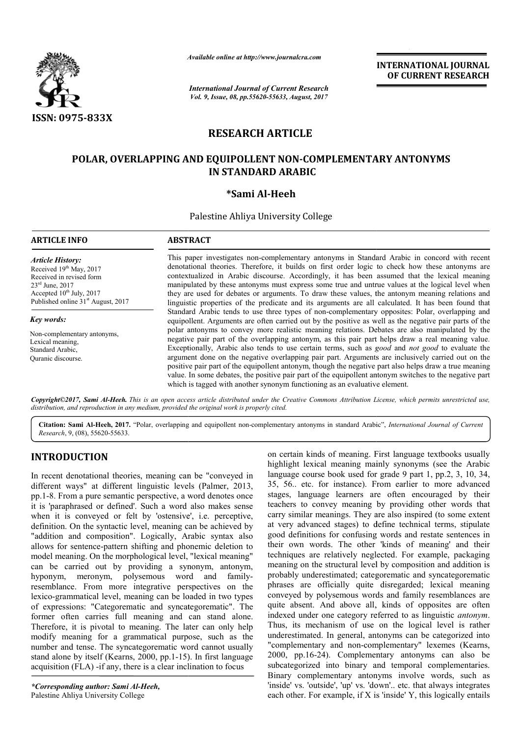ISSN: 0975-833X

*Available online at http://www.journalcra.com*

*International Journal of Current Research*
*Vol. 9, Issue, 08, pp.55620-55633, August, 2017*

**INTERNATIONAL JOURNAL OF CURRENT RESEARCH**

## RESEARCH ARTICLE

# POLAR, OVERLAPPING AND EQUIPOLLENT NON-COMPLEMENTARY ANTONYMS IN STANDARD ARABIC

**\*Sami Al-Heeh**

Palestine Ahliya University College

**ARTICLE INFO**

*Article History:*
Received 19th May, 2017
Received in revised form
23rd June, 2017
Accepted 10th July, 2017
Published online 31st August, 2017

*Key words:*
Non-complementary antonyms,
Lexical meaning,
Standard Arabic,
Quranic discourse.

**ABSTRACT**

This paper investigates non-complementary antonyms in Standard Arabic in concord with recent denotational theories. Therefore, it builds on first order logic to check how these antonyms are contextualized in Arabic discourse. Accordingly, it has been assumed that the lexical meaning manipulated by these antonyms must express some true and untrue values at the logical level when they are used for debates or arguments. To draw these values, the antonym meaning relations and linguistic properties of the predicate and its arguments are all calculated. It has been found that Standard Arabic tends to use three types of non-complementary opposites: Polar, overlapping and equipollent. Arguments are often carried out by the positive as well as the negative pair parts of the polar antonyms to convey more realistic meaning relations. Debates are also manipulated by the negative pair part of the overlapping antonym, as this pair part helps draw a real meaning value. Exceptionally, Arabic also tends to use certain terms, such as *good* and *not good* to evaluate the argument done on the negative overlapping pair part. Arguments are inclusively carried out on the positive pair part of the equipollent antonym, though the negative part also helps draw a true meaning value. In some debates, the positive pair part of the equipollent antonym switches to the negative part which is tagged with another synonym functioning as an evaluative element.

*Copyright©2017, Sami Al-Heeh. This is an open access article distributed under the Creative Commons Attribution License, which permits unrestricted use, distribution, and reproduction in any medium, provided the original work is properly cited.*

**Citation: Sami Al-Heeh, 2017.** "Polar, overlapping and equipollent non-complementary antonyms in standard Arabic", *International Journal of Current Research*, 9, (08), 55620-55633.

## INTRODUCTION

In recent denotational theories, meaning can be "conveyed in different ways" at different linguistic levels (Palmer, 2013, pp.1-8. From a pure semantic perspective, a word denotes once it is 'paraphrased or defined'. Such a word also makes sense when it is conveyed or felt by 'ostensive', i.e. perceptive, definition. On the syntactic level, meaning can be achieved by "addition and composition". Logically, Arabic syntax also allows for sentence-pattern shifting and phonemic deletion to model meaning. On the morphological level, "lexical meaning" can be carried out by providing a synonym, antonym, hyponym, meronym, polysemous word and family-resemblance. From more integrative perspectives on the lexico-grammatical level, meaning can be loaded in two types of expressions: "Categorematic and syncategorematic". The former often carries full meaning and can stand alone. Therefore, it is pivotal to meaning. The later can only help modify meaning for a grammatical purpose, such as the number and tense. The syncategorematic word cannot usually stand alone by itself (Kearns, 2000, pp.1-15). In first language acquisition (FLA) -if any, there is a clear inclination to focus on certain kinds of meaning. First language textbooks usually highlight lexical meaning mainly synonyms (see the Arabic language course book used for grade 9 part 1, pp.2, 3, 10, 34, 35, 56.. etc. for instance). From earlier to more advanced stages, language learners are often encouraged by their teachers to convey meaning by providing other words that carry similar meanings. They are also inspired (to some extent at very advanced stages) to define technical terms, stipulate good definitions for confusing words and restate sentences in their own words. The other 'kinds of meaning' and their techniques are relatively neglected. For example, packaging meaning on the structural level by composition and addition is probably underestimated; categorematic and syncategorematic phrases are officially quite disregarded; lexical meaning conveyed by polysemous words and family resemblances are quite absent. And above all, kinds of opposites are often indexed under one category referred to as linguistic *antonym*. Thus, its mechanism of use on the logical level is rather underestimated. In general, antonyms can be categorized into "complementary and non-complementary" lexemes (Kearns, 2000, pp.16-24). Complementary antonyms can also be subcategorized into binary and temporal complementaries. Binary complementary antonyms involve words, such as 'inside' vs. 'outside', 'up' vs. 'down'.. etc. that always integrates each other. For example, if X is 'inside' Y, this logically entails

*\*Corresponding author: Sami Al-Heeh,*
Palestine Ahliya University College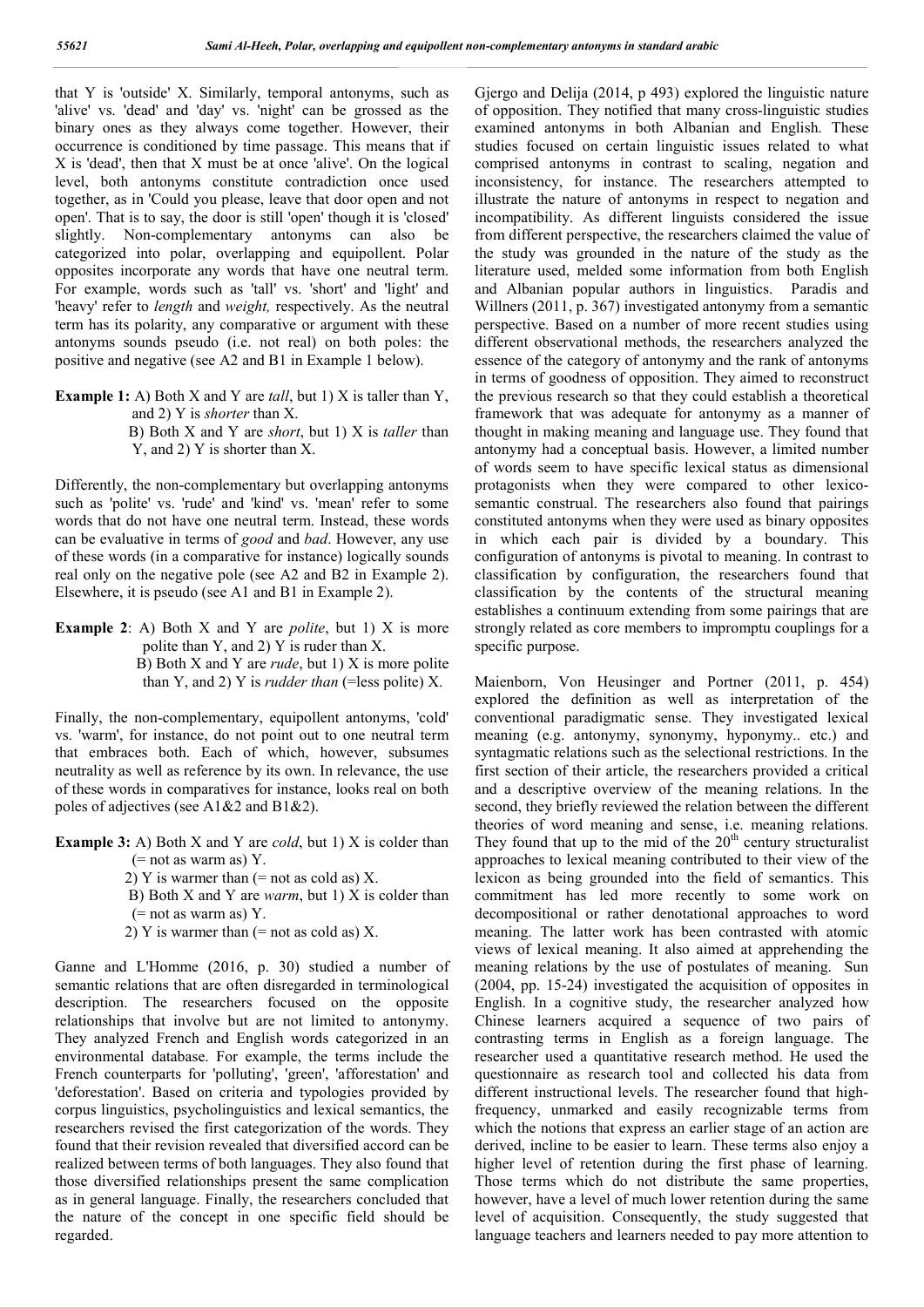that Y is 'outside' X. Similarly, temporal antonyms, such as 'alive' vs. 'dead' and 'day' vs. 'night' can be grossed as the binary ones as they always come together. However, their occurrence is conditioned by time passage. This means that if X is 'dead', then that X must be at once 'alive'. On the logical level, both antonyms constitute contradiction once used together, as in 'Could you please, leave that door open and not open'. That is to say, the door is still 'open' though it is 'closed' slightly. Non-complementary antonyms can also be categorized into polar, overlapping and equipollent. Polar opposites incorporate any words that have one neutral term. For example, words such as 'tall' vs. 'short' and 'light' and 'heavy' refer to *length* and *weight,* respectively. As the neutral term has its polarity, any comparative or argument with these antonyms sounds pseudo (i.e. not real) on both poles: the positive and negative (see A2 and B1 in Example 1 below).

**Example 1:** A) Both X and Y are *tall*, but 1) X is taller than Y, and 2) Y is *shorter* than X.
B) Both X and Y are *short*, but 1) X is *taller* than Y, and 2) Y is shorter than X.

Differently, the non-complementary but overlapping antonyms such as 'polite' vs. 'rude' and 'kind' vs. 'mean' refer to some words that do not have one neutral term. Instead, these words can be evaluative in terms of *good* and *bad*. However, any use of these words (in a comparative for instance) logically sounds real only on the negative pole (see A2 and B2 in Example 2). Elsewhere, it is pseudo (see A1 and B1 in Example 2).

**Example 2**: A) Both X and Y are *polite*, but 1) X is more polite than Y, and 2) Y is ruder than X.
B) Both X and Y are *rude*, but 1) X is more polite than Y, and 2) Y is *rudder than* (=less polite) X.

Finally, the non-complementary, equipollent antonyms, 'cold' vs. 'warm', for instance, do not point out to one neutral term that embraces both. Each of which, however, subsumes neutrality as well as reference by its own. In relevance, the use of these words in comparatives for instance, looks real on both poles of adjectives (see A1&2 and B1&2).

**Example 3:** A) Both X and Y are *cold*, but 1) X is colder than (= not as warm as) Y.
2) Y is warmer than (= not as cold as) X.
B) Both X and Y are *warm*, but 1) X is colder than (= not as warm as) Y.
2) Y is warmer than (= not as cold as) X.

Ganne and L'Homme (2016, p. 30) studied a number of semantic relations that are often disregarded in terminological description. The researchers focused on the opposite relationships that involve but are not limited to antonymy. They analyzed French and English words categorized in an environmental database. For example, the terms include the French counterparts for 'polluting', 'green', 'afforestation' and 'deforestation'. Based on criteria and typologies provided by corpus linguistics, psycholinguistics and lexical semantics, the researchers revised the first categorization of the words. They found that their revision revealed that diversified accord can be realized between terms of both languages. They also found that those diversified relationships present the same complication as in general language. Finally, the researchers concluded that the nature of the concept in one specific field should be regarded.

Gjergo and Delija (2014, p 493) explored the linguistic nature of opposition. They notified that many cross-linguistic studies examined antonyms in both Albanian and English. These studies focused on certain linguistic issues related to what comprised antonyms in contrast to scaling, negation and inconsistency, for instance. The researchers attempted to illustrate the nature of antonyms in respect to negation and incompatibility. As different linguists considered the issue from different perspective, the researchers claimed the value of the study was grounded in the nature of the study as the literature used, melded some information from both English and Albanian popular authors in linguistics. Paradis and Willners (2011, p. 367) investigated antonymy from a semantic perspective. Based on a number of more recent studies using different observational methods, the researchers analyzed the essence of the category of antonymy and the rank of antonyms in terms of goodness of opposition. They aimed to reconstruct the previous research so that they could establish a theoretical framework that was adequate for antonymy as a manner of thought in making meaning and language use. They found that antonymy had a conceptual basis. However, a limited number of words seem to have specific lexical status as dimensional protagonists when they were compared to other lexico-semantic construal. The researchers also found that pairings constituted antonyms when they were used as binary opposites in which each pair is divided by a boundary. This configuration of antonyms is pivotal to meaning. In contrast to classification by configuration, the researchers found that classification by the contents of the structural meaning establishes a continuum extending from some pairings that are strongly related as core members to impromptu couplings for a specific purpose.

Maienborn, Von Heusinger and Portner (2011, p. 454) explored the definition as well as interpretation of the conventional paradigmatic sense. They investigated lexical meaning (e.g. antonymy, synonymy, hyponymy.. etc.) and syntagmatic relations such as the selectional restrictions. In the first section of their article, the researchers provided a critical and a descriptive overview of the meaning relations. In the second, they briefly reviewed the relation between the different theories of word meaning and sense, i.e. meaning relations. They found that up to the mid of the 20th century structuralist approaches to lexical meaning contributed to their view of the lexicon as being grounded into the field of semantics. This commitment has led more recently to some work on decompositional or rather denotational approaches to word meaning. The latter work has been contrasted with atomic views of lexical meaning. It also aimed at apprehending the meaning relations by the use of postulates of meaning. Sun (2004, pp. 15-24) investigated the acquisition of opposites in English. In a cognitive study, the researcher analyzed how Chinese learners acquired a sequence of two pairs of contrasting terms in English as a foreign language. The researcher used a quantitative research method. He used the questionnaire as research tool and collected his data from different instructional levels. The researcher found that high-frequency, unmarked and easily recognizable terms from which the notions that express an earlier stage of an action are derived, incline to be easier to learn. These terms also enjoy a higher level of retention during the first phase of learning. Those terms which do not distribute the same properties, however, have a level of much lower retention during the same level of acquisition. Consequently, the study suggested that language teachers and learners needed to pay more attention to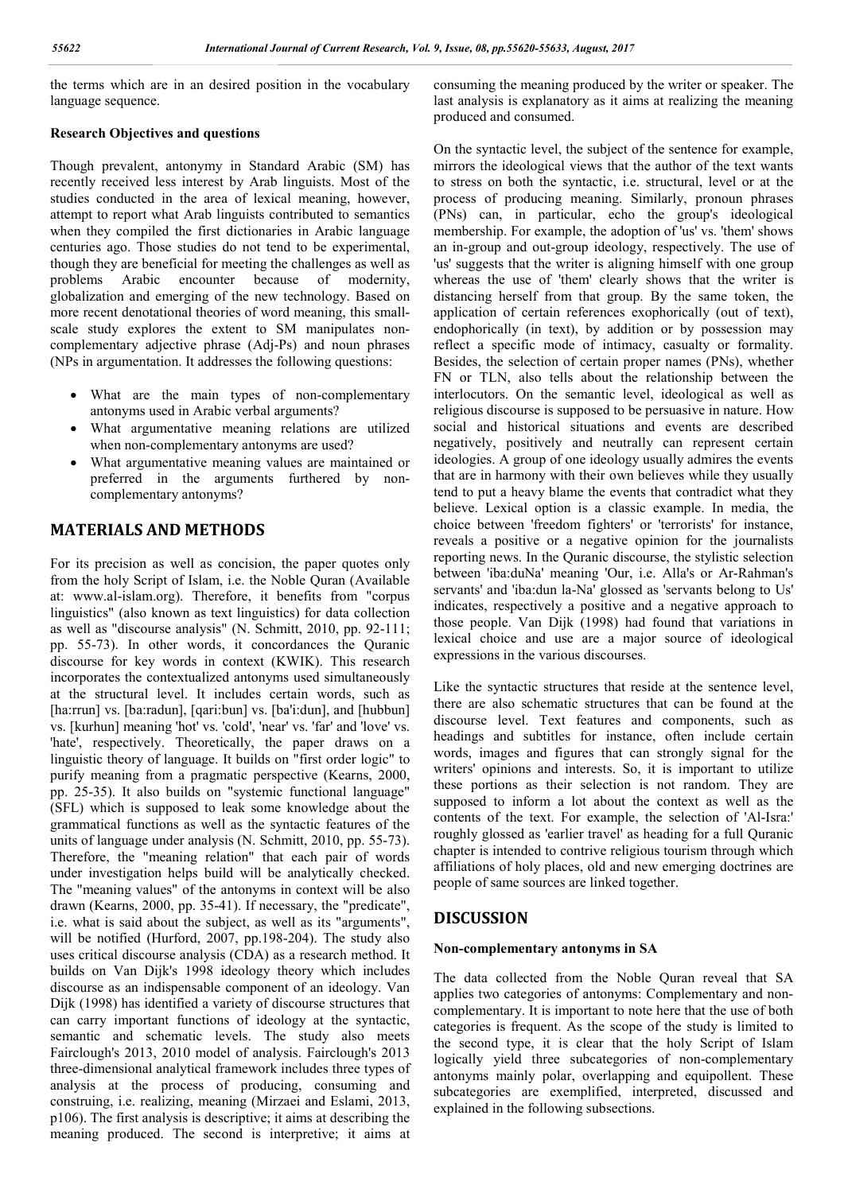the terms which are in an desired position in the vocabulary language sequence.

**Research Objectives and questions**

Though prevalent, antonymy in Standard Arabic (SM) has recently received less interest by Arab linguists. Most of the studies conducted in the area of lexical meaning, however, attempt to report what Arab linguists contributed to semantics when they compiled the first dictionaries in Arabic language centuries ago. Those studies do not tend to be experimental, though they are beneficial for meeting the challenges as well as problems Arabic encounter because of modernity, globalization and emerging of the new technology. Based on more recent denotational theories of word meaning, this small-scale study explores the extent to SM manipulates non-complementary adjective phrase (Adj-Ps) and noun phrases (NPs in argumentation. It addresses the following questions:

- What are the main types of non-complementary antonyms used in Arabic verbal arguments?
- What argumentative meaning relations are utilized when non-complementary antonyms are used?
- What argumentative meaning values are maintained or preferred in the arguments furthered by non-complementary antonyms?

## MATERIALS AND METHODS

For its precision as well as concision, the paper quotes only from the holy Script of Islam, i.e. the Noble Quran (Available at: www.al-islam.org). Therefore, it benefits from "corpus linguistics" (also known as text linguistics) for data collection as well as "discourse analysis" (N. Schmitt, 2010, pp. 92-111; pp. 55-73). In other words, it concordances the Quranic discourse for key words in context (KWIK). This research incorporates the contextualized antonyms used simultaneously at the structural level. It includes certain words, such as [ha:rrun] vs. [ba:radun], [qari:bun] vs. [ba'i:dun], and [hubbun] vs. [kurhun] meaning 'hot' vs. 'cold', 'near' vs. 'far' and 'love' vs. 'hate', respectively. Theoretically, the paper draws on a linguistic theory of language. It builds on "first order logic" to purify meaning from a pragmatic perspective (Kearns, 2000, pp. 25-35). It also builds on "systemic functional language" (SFL) which is supposed to leak some knowledge about the grammatical functions as well as the syntactic features of the units of language under analysis (N. Schmitt, 2010, pp. 55-73). Therefore, the "meaning relation" that each pair of words under investigation helps build will be analytically checked. The "meaning values" of the antonyms in context will be also drawn (Kearns, 2000, pp. 35-41). If necessary, the "predicate", i.e. what is said about the subject, as well as its "arguments", will be notified (Hurford, 2007, pp.198-204). The study also uses critical discourse analysis (CDA) as a research method. It builds on Van Dijk's 1998 ideology theory which includes discourse as an indispensable component of an ideology. Van Dijk (1998) has identified a variety of discourse structures that can carry important functions of ideology at the syntactic, semantic and schematic levels. The study also meets Fairclough's 2013, 2010 model of analysis. Fairclough's 2013 three-dimensional analytical framework includes three types of analysis at the process of producing, consuming and construing, i.e. realizing, meaning (Mirzaei and Eslami, 2013, p106). The first analysis is descriptive; it aims at describing the meaning produced. The second is interpretive; it aims at consuming the meaning produced by the writer or speaker. The last analysis is explanatory as it aims at realizing the meaning produced and consumed.

On the syntactic level, the subject of the sentence for example, mirrors the ideological views that the author of the text wants to stress on both the syntactic, i.e. structural, level or at the process of producing meaning. Similarly, pronoun phrases (PNs) can, in particular, echo the group's ideological membership. For example, the adoption of 'us' vs. 'them' shows an in-group and out-group ideology, respectively. The use of 'us' suggests that the writer is aligning himself with one group whereas the use of 'them' clearly shows that the writer is distancing herself from that group. By the same token, the application of certain references exophorically (out of text), endophorically (in text), by addition or by possession may reflect a specific mode of intimacy, casualty or formality. Besides, the selection of certain proper names (PNs), whether FN or TLN, also tells about the relationship between the interlocutors. On the semantic level, ideological as well as religious discourse is supposed to be persuasive in nature. How social and historical situations and events are described negatively, positively and neutrally can represent certain ideologies. A group of one ideology usually admires the events that are in harmony with their own believes while they usually tend to put a heavy blame the events that contradict what they believe. Lexical option is a classic example. In media, the choice between 'freedom fighters' or 'terrorists' for instance, reveals a positive or a negative opinion for the journalists reporting news. In the Quranic discourse, the stylistic selection between 'iba:duNa' meaning 'Our, i.e. Alla's or Ar-Rahman's servants' and 'iba:dun la-Na' glossed as 'servants belong to Us' indicates, respectively a positive and a negative approach to those people. Van Dijk (1998) had found that variations in lexical choice and use are a major source of ideological expressions in the various discourses.

Like the syntactic structures that reside at the sentence level, there are also schematic structures that can be found at the discourse level. Text features and components, such as headings and subtitles for instance, often include certain words, images and figures that can strongly signal for the writers' opinions and interests. So, it is important to utilize these portions as their selection is not random. They are supposed to inform a lot about the context as well as the contents of the text. For example, the selection of 'Al-Isra:' roughly glossed as 'earlier travel' as heading for a full Quranic chapter is intended to contrive religious tourism through which affiliations of holy places, old and new emerging doctrines are people of same sources are linked together.

## DISCUSSION

### Non-complementary antonyms in SA

The data collected from the Noble Quran reveal that SA applies two categories of antonyms: Complementary and non-complementary. It is important to note here that the use of both categories is frequent. As the scope of the study is limited to the second type, it is clear that the holy Script of Islam logically yield three subcategories of non-complementary antonyms mainly polar, overlapping and equipollent. These subcategories are exemplified, interpreted, discussed and explained in the following subsections.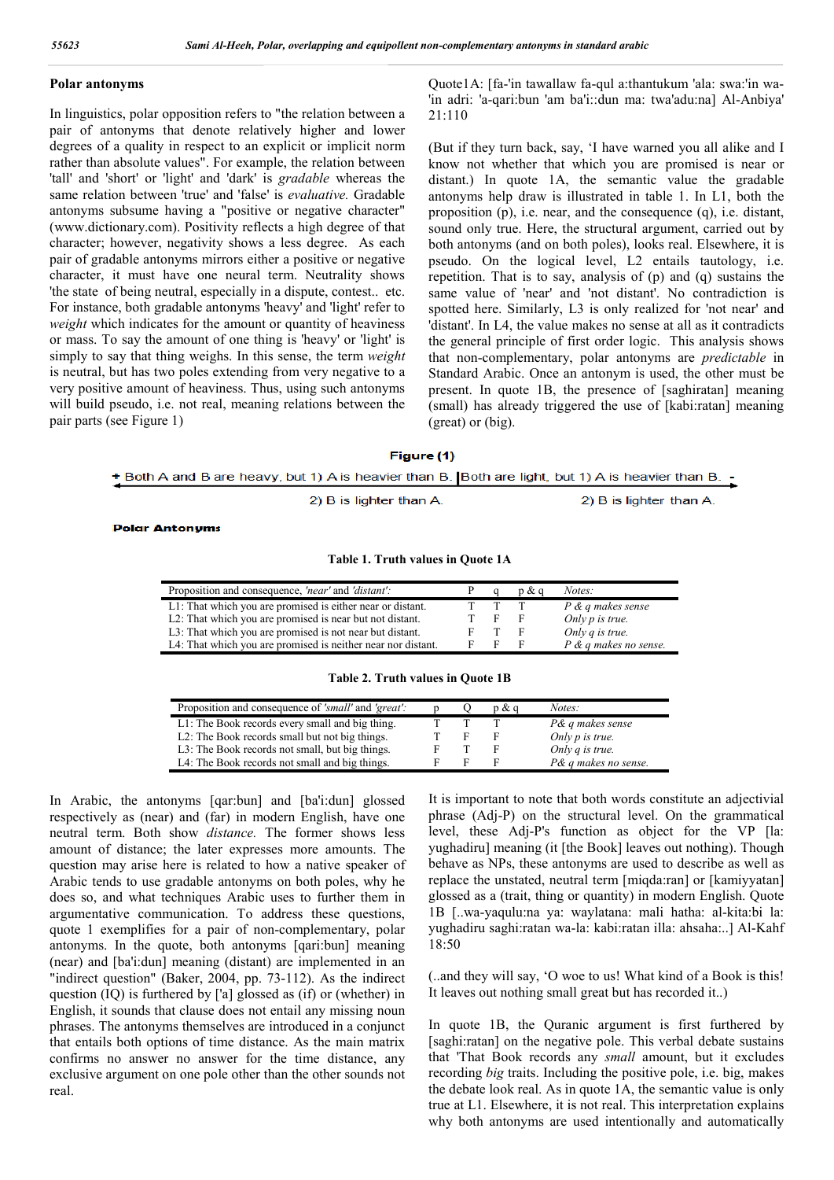## Polar antonyms

In linguistics, polar opposition refers to "the relation between a pair of antonyms that denote relatively higher and lower degrees of a quality in respect to an explicit or implicit norm rather than absolute values". For example, the relation between 'tall' and 'short' or 'light' and 'dark' is *gradable* whereas the same relation between 'true' and 'false' is *evaluative.* Gradable antonyms subsume having a "positive or negative character" (www.dictionary.com). Positivity reflects a high degree of that character; however, negativity shows a less degree. As each pair of gradable antonyms mirrors either a positive or negative character, it must have one neural term. Neutrality shows 'the state of being neutral, especially in a dispute, contest.. etc. For instance, both gradable antonyms 'heavy' and 'light' refer to *weight* which indicates for the amount or quantity of heaviness or mass. To say the amount of one thing is 'heavy' or 'light' is simply to say that thing weighs. In this sense, the term *weight* is neutral, but has two poles extending from very negative to a very positive amount of heaviness. Thus, using such antonyms will build pseudo, i.e. not real, meaning relations between the pair parts (see Figure 1)

Quote1A: [fa-'in tawallaw fa-qul a:thantukum 'ala: swa:'in wa-'in adri: 'a-qari:bun 'am ba'i::dun ma: twa'adu:na] Al-Anbiya' 21:110

(But if they turn back, say, 'I have warned you all alike and I know not whether that which you are promised is near or distant.) In quote 1A, the semantic value the gradable antonyms help draw is illustrated in table 1. In L1, both the proposition (p), i.e. near, and the consequence (q), i.e. distant, sound only true. Here, the structural argument, carried out by both antonyms (and on both poles), looks real. Elsewhere, it is pseudo. On the logical level, L2 entails tautology, i.e. repetition. That is to say, analysis of (p) and (q) sustains the same value of 'near' and 'not distant'. No contradiction is spotted here. Similarly, L3 is only realized for 'not near' and 'distant'. In L4, the value makes no sense at all as it contradicts the general principle of first order logic. This analysis shows that non-complementary, polar antonyms are *predictable* in Standard Arabic. Once an antonym is used, the other must be present. In quote 1B, the presence of [saghiratan] meaning (small) has already triggered the use of [kabi:ratan] meaning (great) or (big).

**Figure (1)**

+ Both A and B are heavy, but 1) A is heavier than B. 2) B is lighter than A. | Both are light, but 1) A is heavier than B. 2) B is lighter than A. -

**Polar Antonyms**

**Table 1. Truth values in Quote 1A**

| Proposition and consequence, *'near'* and *'distant'*: | P | q | p & q | *Notes:* |
|---|---|---|---|---|
| L1: That which you are promised is either near or distant. | T | T | T | *P & q makes sense* |
| L2: That which you are promised is near but not distant. | T | F | F | *Only p is true.* |
| L3: That which you are promised is not near but distant. | F | T | F | *Only q is true.* |
| L4: That which you are promised is neither near nor distant. | F | F | F | *P & q makes no sense.* |

**Table 2. Truth values in Quote 1B**

| Proposition and consequence of *'small'* and *'great'*: | p | Q | p & q | *Notes:* |
|---|---|---|---|---|
| L1: The Book records every small and big thing. | T | T | T | *P& q makes sense* |
| L2: The Book records small but not big things. | T | F | F | *Only p is true.* |
| L3: The Book records not small, but big things. | F | T | F | *Only q is true.* |
| L4: The Book records not small and big things. | F | F | F | *P& q makes no sense.* |

In Arabic, the antonyms [qar:bun] and [ba'i:dun] glossed respectively as (near) and (far) in modern English, have one neutral term. Both show *distance.* The former shows less amount of distance; the later expresses more amounts. The question may arise here is related to how a native speaker of Arabic tends to use gradable antonyms on both poles, why he does so, and what techniques Arabic uses to further them in argumentative communication. To address these questions, quote 1 exemplifies for a pair of non-complementary, polar antonyms. In the quote, both antonyms [qari:bun] meaning (near) and [ba'i:dun] meaning (distant) are implemented in an "indirect question" (Baker, 2004, pp. 73-112). As the indirect question (IQ) is furthered by ['a] glossed as (if) or (whether) in English, it sounds that clause does not entail any missing noun phrases. The antonyms themselves are introduced in a conjunct that entails both options of time distance. As the main matrix confirms no answer no answer for the time distance, any exclusive argument on one pole other than the other sounds not real.

It is important to note that both words constitute an adjectival phrase (Adj-P) on the structural level. On the grammatical level, these Adj-P's function as object for the VP [la: yughadiru] meaning (it [the Book] leaves out nothing). Though behave as NPs, these antonyms are used to describe as well as replace the unstated, neutral term [miqda:ran] or [kamiyyatan] glossed as a (trait, thing or quantity) in modern English. Quote 1B [..wa-yaqulu:na ya: waylatana: mali hatha: al-kita:bi la: yughadiru saghi:ratan wa-la: kabi:ratan illa: ahsaha:..] Al-Kahf 18:50

(..and they will say, 'O woe to us! What kind of a Book is this! It leaves out nothing small great but has recorded it..)

In quote 1B, the Quranic argument is first furthered by [saghi:ratan] on the negative pole. This verbal debate sustains that 'That Book records any *small* amount, but it excludes recording *big* traits. Including the positive pole, i.e. big, makes the debate look real. As in quote 1A, the semantic value is only true at L1. Elsewhere, it is not real. This interpretation explains why both antonyms are used intentionally and automatically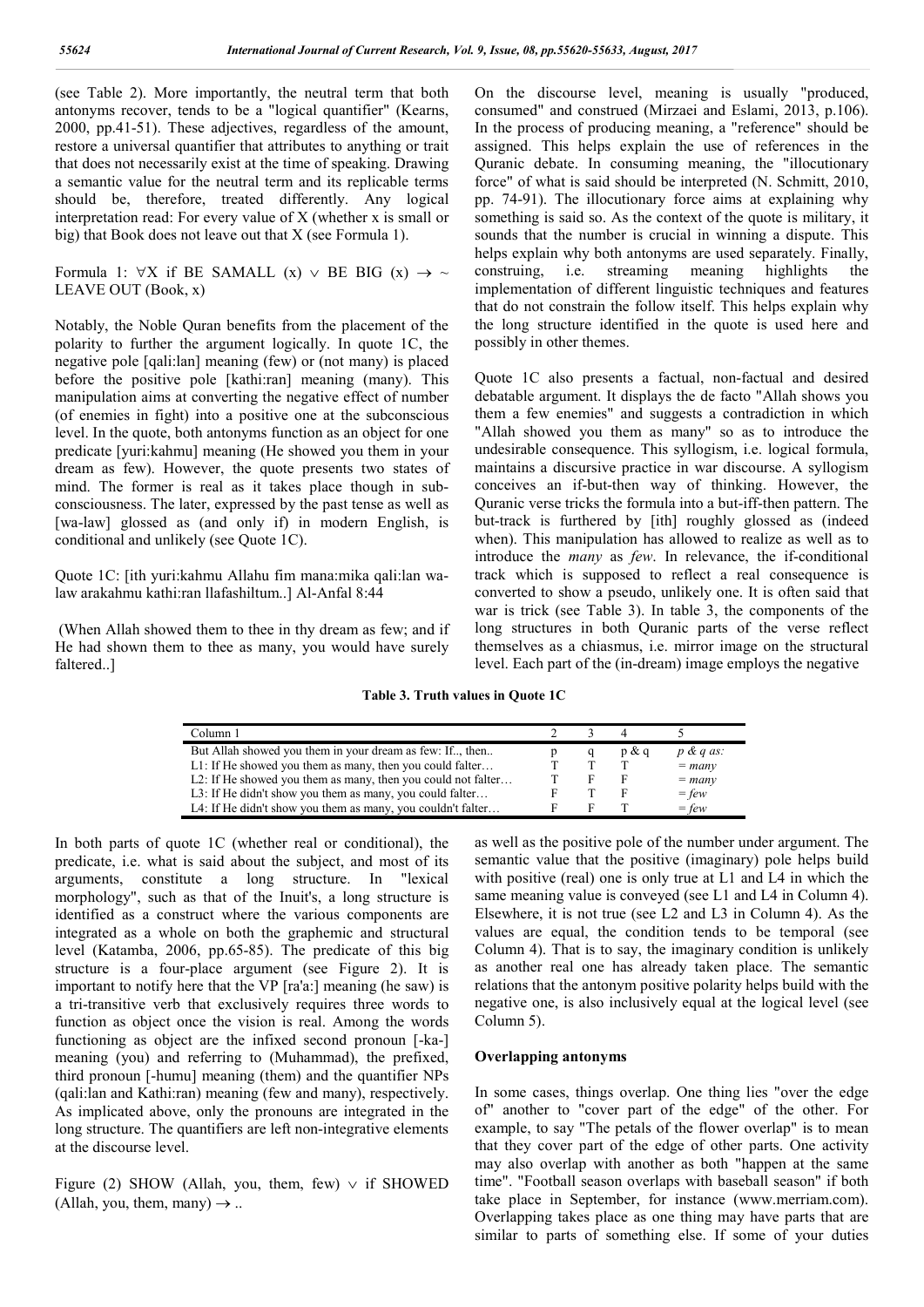(see Table 2). More importantly, the neutral term that both antonyms recover, tends to be a "logical quantifier" (Kearns, 2000, pp.41-51). These adjectives, regardless of the amount, restore a universal quantifier that attributes to anything or trait that does not necessarily exist at the time of speaking. Drawing a semantic value for the neutral term and its replicable terms should be, therefore, treated differently. Any logical interpretation read: For every value of X (whether x is small or big) that Book does not leave out that X (see Formula 1).

Formula 1: $\forall$X if BE SAMALL (x) $\vee$ BE BIG (x) $\rightarrow$ ~ LEAVE OUT (Book, x)

Notably, the Noble Quran benefits from the placement of the polarity to further the argument logically. In quote 1C, the negative pole [qali:lan] meaning (few) or (not many) is placed before the positive pole [kathi:ran] meaning (many). This manipulation aims at converting the negative effect of number (of enemies in fight) into a positive one at the subconscious level. In the quote, both antonyms function as an object for one predicate [yuri:kahmu] meaning (He showed you them in your dream as few). However, the quote presents two states of mind. The former is real as it takes place though in sub-consciousness. The later, expressed by the past tense as well as [wa-law] glossed as (and only if) in modern English, is conditional and unlikely (see Quote 1C).

Quote 1C: [ith yuri:kahmu Allahu fim mana:mika qali:lan wa-law arakahmu kathi:ran llafashiltum..] Al-Anfal 8:44

(When Allah showed them to thee in thy dream as few; and if He had shown them to thee as many, you would have surely faltered..]

On the discourse level, meaning is usually "produced, consumed" and construed (Mirzaei and Eslami, 2013, p.106). In the process of producing meaning, a "reference" should be assigned. This helps explain the use of references in the Quranic debate. In consuming meaning, the "illocutionary force" of what is said should be interpreted (N. Schmitt, 2010, pp. 74-91). The illocutionary force aims at explaining why something is said so. As the context of the quote is military, it sounds that the number is crucial in winning a dispute. This helps explain why both antonyms are used separately. Finally, construing, i.e. streaming meaning highlights the implementation of different linguistic techniques and features that do not constrain the follow itself. This helps explain why the long structure identified in the quote is used here and possibly in other themes.

Quote 1C also presents a factual, non-factual and desired debatable argument. It displays the de facto "Allah shows you them a few enemies" and suggests a contradiction in which "Allah showed you them as many" so as to introduce the undesirable consequence. This syllogism, i.e. logical formula, maintains a discursive practice in war discourse. A syllogism conceives an if-but-then way of thinking. However, the Quranic verse tricks the formula into a but-iff-then pattern. The but-track is furthered by [ith] roughly glossed as (indeed when). This manipulation has allowed to realize as well as to introduce the *many* as *few*. In relevance, the if-conditional track which is supposed to reflect a real consequence is converted to show a pseudo, unlikely one. It is often said that war is trick (see Table 3). In table 3, the components of the long structures in both Quranic parts of the verse reflect themselves as a chiasmus, i.e. mirror image on the structural level. Each part of the (in-dream) image employs the negative as well as the positive pole of the number under argument. The semantic value that the positive (imaginary) pole helps build with positive (real) one is only true at L1 and L4 in which the same meaning value is conveyed (see L1 and L4 in Column 4). Elsewhere, it is not true (see L2 and L3 in Column 4). As the values are equal, the condition tends to be temporal (see Column 4). That is to say, the imaginary condition is unlikely as another real one has already taken place. The semantic relations that the antonym positive polarity helps build with the negative one, is also inclusively equal at the logical level (see Column 5).

**Table 3. Truth values in Quote 1C**

| Column 1 | 2 | 3 | 4 | 5 |
|---|---|---|---|---|
| But Allah showed you them in your dream as few: If.., then.. | p | q | p & q | *p & q as:* |
| L1: If He showed you them as many, then you could falter… | T | T | T | *= many* |
| L2: If He showed you them as many, then you could not falter… | T | F | F | *= many* |
| L3: If He didn't show you them as many, you could falter… | F | T | F | *= few* |
| L4: If He didn't show you them as many, you couldn't falter… | F | F | T | *= few* |

In both parts of quote 1C (whether real or conditional), the predicate, i.e. what is said about the subject, and most of its arguments, constitute a long structure. In "lexical morphology", such as that of the Inuit's, a long structure is identified as a construct where the various components are integrated as a whole on both the graphemic and structural level (Katamba, 2006, pp.65-85). The predicate of this big structure is a four-place argument (see Figure 2). It is important to notify here that the VP [ra'a:] meaning (he saw) is a tri-transitive verb that exclusively requires three words to function as object once the vision is real. Among the words functioning as object are the infixed second pronoun [-ka-] meaning (you) and referring to (Muhammad), the prefixed, third pronoun [-humu] meaning (them) and the quantifier NPs (qali:lan and Kathi:ran) meaning (few and many), respectively. As implicated above, only the pronouns are integrated in the long structure. The quantifiers are left non-integrative elements at the discourse level.

Figure (2) SHOW (Allah, you, them, few) $\vee$ if SHOWED (Allah, you, them, many) $\rightarrow$ ..

## Overlapping antonyms

In some cases, things overlap. One thing lies "over the edge of" another to "cover part of the edge" of the other. For example, to say "The petals of the flower overlap" is to mean that they cover part of the edge of other parts. One activity may also overlap with another as both "happen at the same time". "Football season overlaps with baseball season" if both take place in September, for instance (www.merriam.com). Overlapping takes place as one thing may have parts that are similar to parts of something else. If some of your duties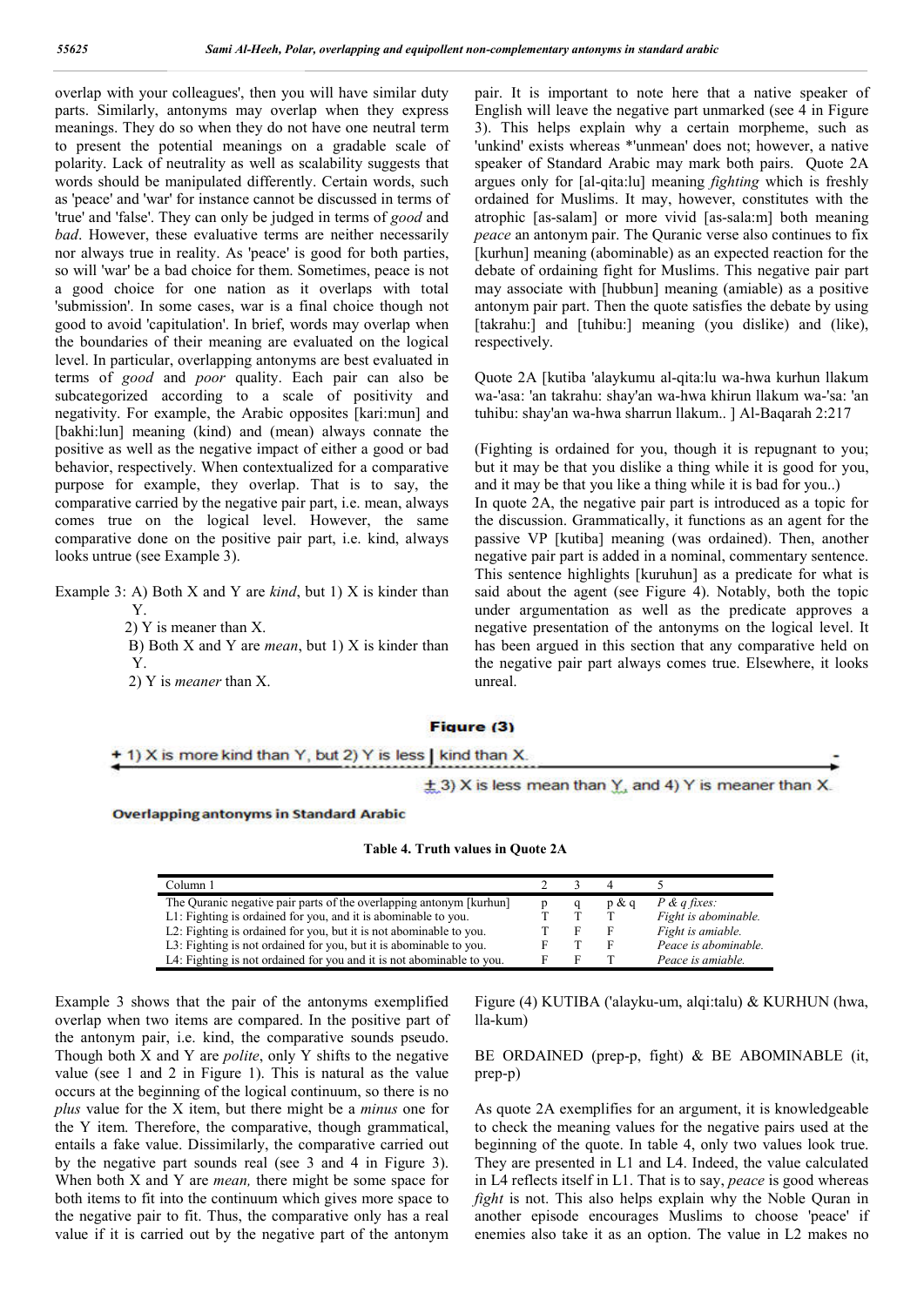overlap with your colleagues', then you will have similar duty parts. Similarly, antonyms may overlap when they express meanings. They do so when they do not have one neutral term to present the potential meanings on a gradable scale of polarity. Lack of neutrality as well as scalability suggests that words should be manipulated differently. Certain words, such as 'peace' and 'war' for instance cannot be discussed in terms of 'true' and 'false'. They can only be judged in terms of *good* and *bad*. However, these evaluative terms are neither necessarily nor always true in reality. As 'peace' is good for both parties, so will 'war' be a bad choice for them. Sometimes, peace is not a good choice for one nation as it overlaps with total 'submission'. In some cases, war is a final choice though not good to avoid 'capitulation'. In brief, words may overlap when the boundaries of their meaning are evaluated on the logical level. In particular, overlapping antonyms are best evaluated in terms of *good* and *poor* quality. Each pair can also be subcategorized according to a scale of positivity and negativity. For example, the Arabic opposites [kari:mun] and [bakhi:lun] meaning (kind) and (mean) always connate the positive as well as the negative impact of either a good or bad behavior, respectively. When contextualized for a comparative purpose for example, they overlap. That is to say, the comparative carried by the negative pair part, i.e. mean, always comes true on the logical level. However, the same comparative done on the positive pair part, i.e. kind, always looks untrue (see Example 3).

Example 3: A) Both X and Y are *kind*, but 1) X is kinder than Y.
2) Y is meaner than X.
B) Both X and Y are *mean*, but 1) X is kinder than Y.
2) Y is *meaner* than X.

Example 3 shows that the pair of the antonyms exemplified overlap when two items are compared. In the positive part of the antonym pair, i.e. kind, the comparative sounds pseudo. Though both X and Y are *polite*, only Y shifts to the negative value (see 1 and 2 in Figure 1). This is natural as the value occurs at the beginning of the logical continuum, so there is no *plus* value for the X item, but there might be a *minus* one for the Y item. Therefore, the comparative, though grammatical, entails a fake value. Dissimilarly, the comparative carried out by the negative part sounds real (see 3 and 4 in Figure 3). When both X and Y are *mean,* there might be some space for both items to fit into the continuum which gives more space to the negative pair to fit. Thus, the comparative only has a real value if it is carried out by the negative part of the antonym pair. It is important to note here that a native speaker of English will leave the negative part unmarked (see 4 in Figure 3). This helps explain why a certain morpheme, such as 'unkind' exists whereas *'unmean' does not; however, a native speaker of Standard Arabic may mark both pairs. Quote 2A argues only for [al-qita:lu] meaning *fighting* which is freshly ordained for Muslims. It may, however, constitutes with the atrophic [as-salam] or more vivid [as-sala:m] both meaning *peace* an antonym pair. The Quranic verse also continues to fix [kurhun] meaning (abominable) as an expected reaction for the debate of ordaining fight for Muslims. This negative pair part may associate with [hubbun] meaning (amiable) as a positive antonym pair part. Then the quote satisfies the debate by using [takrahu:] and [tuhibu:] meaning (you dislike) and (like), respectively.

Quote 2A [kutiba 'alaykumu al-qita:lu wa-hwa kurhun llakum wa-'asa: 'an takrahu: shay'an wa-hwa khirun llakum wa-'sa: 'an tuhibu: shay'an wa-hwa sharrun llakum.. ] Al-Baqarah 2:217

(Fighting is ordained for you, though it is repugnant to you; but it may be that you dislike a thing while it is good for you, and it may be that you like a thing while it is bad for you..)

In quote 2A, the negative pair part is introduced as a topic for the discussion. Grammatically, it functions as an agent for the passive VP [kutiba] meaning (was ordained). Then, another negative pair part is added in a nominal, commentary sentence. This sentence highlights [kuruhun] as a predicate for what is said about the agent (see Figure 4). Notably, both the topic under argumentation as well as the predicate approves a negative presentation of the antonyms on the logical level. It has been argued in this section that any comparative held on the negative pair part always comes true. Elsewhere, it looks unreal.

**Figure (3)**

+ 1) X is more kind than Y, but 2) Y is less | kind than X. -

± 3) X is less mean than Y, and 4) Y is meaner than X.

**Overlapping antonyms in Standard Arabic**

**Table 4. Truth values in Quote 2A**

| Column 1 | 2 | 3 | 4 | 5 |
|---|---|---|---|---|
| The Quranic negative pair parts of the overlapping antonym [kurhun] | p | q | p & q | *P & q fixes:* |
| L1: Fighting is ordained for you, and it is abominable to you. | T | T | T | *Fight is abominable.* |
| L2: Fighting is ordained for you, but it is not abominable to you. | T | F | F | *Fight is amiable.* |
| L3: Fighting is not ordained for you, but it is abominable to you. | F | T | F | *Peace is abominable.* |
| L4: Fighting is not ordained for you and it is not abominable to you. | F | F | T | *Peace is amiable.* |

Figure (4) KUTIBA ('alayku-um, alqi:talu) & KURHUN (hwa, lla-kum)

BE ORDAINED (prep-p, fight) & BE ABOMINABLE (it, prep-p)

As quote 2A exemplifies for an argument, it is knowledgeable to check the meaning values for the negative pairs used at the beginning of the quote. In table 4, only two values look true. They are presented in L1 and L4. Indeed, the value calculated in L4 reflects itself in L1. That is to say, *peace* is good whereas *fight* is not. This also helps explain why the Noble Quran in another episode encourages Muslims to choose 'peace' if enemies also take it as an option. The value in L2 makes no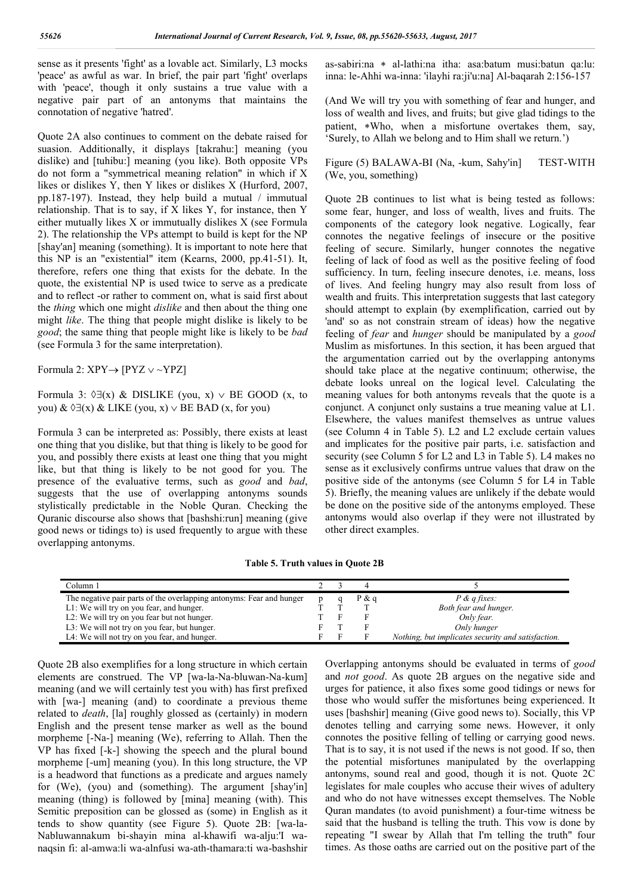sense as it presents 'fight' as a lovable act. Similarly, L3 mocks 'peace' as awful as war. In brief, the pair part 'fight' overlaps with 'peace', though it only sustains a true value with a negative pair part of an antonyms that maintains the connotation of negative 'hatred'.

Quote 2A also continues to comment on the debate raised for suasion. Additionally, it displays [takrahu:] meaning (you dislike) and [tuhibu:] meaning (you like). Both opposite VPs do not form a "symmetrical meaning relation" in which if X likes or dislikes Y, then Y likes or dislikes X (Hurford, 2007, pp.187-197). Instead, they help build a mutual / immutual relationship. That is to say, if X likes Y, for instance, then Y either mutually likes X or immutually dislikes X (see Formula 2). The relationship the VPs attempt to build is kept for the NP [shay'an] meaning (something). It is important to note here that this NP is an "existential" item (Kearns, 2000, pp.41-51). It, therefore, refers one thing that exists for the debate. In the quote, the existential NP is used twice to serve as a predicate and to reflect -or rather to comment on, what is said first about the *thing* which one might *dislike* and then about the thing one might *like*. The thing that people might dislike is likely to be *good*; the same thing that people might like is likely to be *bad* (see Formula 3 for the same interpretation).

Formula 2: $XPY \rightarrow [PYZ \vee \sim YPZ]$

Formula 3: $\Diamond\exists(x)$ & DISLIKE (you, x) $\vee$ BE GOOD (x, to you) & $\Diamond\exists(x)$ & LIKE (you, x) $\vee$ BE BAD (x, for you)

Formula 3 can be interpreted as: Possibly, there exists at least one thing that you dislike, but that thing is likely to be good for you, and possibly there exists at least one thing that you might like, but that thing is likely to be not good for you. The presence of the evaluative terms, such as *good* and *bad*, suggests that the use of overlapping antonyms sounds stylistically predictable in the Noble Quran. Checking the Quranic discourse also shows that [bashshi:run] meaning (give good news or tidings to) is used frequently to argue with these overlapping antonyms.

as-sabiri:na * al-lathi:na itha: asa:batum musi:batun qa:lu: inna: le-Ahhi wa-inna: 'ilayhi ra:ji'u:na] Al-baqarah 2:156-157

(And We will try you with something of fear and hunger, and loss of wealth and lives, and fruits; but give glad tidings to the patient, *Who, when a misfortune overtakes them, say, 'Surely, to Allah we belong and to Him shall we return.')

Figure (5) BALAWA-BI (Na, -kum, Sahy'in] TEST-WITH (We, you, something)

Quote 2B continues to list what is being tested as follows: some fear, hunger, and loss of wealth, lives and fruits. The components of the category look negative. Logically, fear connotes the negative feelings of insecure or the positive feeling of secure. Similarly, hunger connotes the negative feeling of lack of food as well as the positive feeling of food sufficiency. In turn, feeling insecure denotes, i.e. means, loss of lives. And feeling hungry may also result from loss of wealth and fruits. This interpretation suggests that last category should attempt to explain (by exemplification, carried out by 'and' so as not constrain stream of ideas) how the negative feeling of *fear* and *hunger* should be manipulated by a *good* Muslim as misfortunes. In this section, it has been argued that the argumentation carried out by the overlapping antonyms should take place at the negative continuum; otherwise, the debate looks unreal on the logical level. Calculating the meaning values for both antonyms reveals that the quote is a conjunct. A conjunct only sustains a true meaning value at L1. Elsewhere, the values manifest themselves as untrue values (see Column 4 in Table 5). L2 and L2 exclude certain values and implicates for the positive pair parts, i.e. satisfaction and security (see Column 5 for L2 and L3 in Table 5). L4 makes no sense as it exclusively confirms untrue values that draw on the positive side of the antonyms (see Column 5 for L4 in Table 5). Briefly, the meaning values are unlikely if the debate would be done on the positive side of the antonyms employed. These antonyms would also overlap if they were not illustrated by other direct examples.

**Table 5. Truth values in Quote 2B**

| Column 1 | 2 | 3 | 4 | 5 |
|---|---|---|---|---|
| The negative pair parts of the overlapping antonyms: Fear and hunger | p | q | P & q | *P & q fixes:* |
| L1: We will try on you fear, and hunger. | T | T | T | *Both fear and hunger.* |
| L2: We will try on you fear but not hunger. | T | F | F | *Only fear.* |
| L3: We will not try on you fear, but hunger. | F | T | F | *Only hunger* |
| L4: We will not try on you fear, and hunger. | F | F | F | *Nothing, but implicates security and satisfaction.* |

Quote 2B also exemplifies for a long structure in which certain elements are construed. The VP [wa-la-Na-bluwan-Na-kum] meaning (and we will certainly test you with) has first prefixed with [wa-] meaning (and) to coordinate a previous theme related to *death*, [la] roughly glossed as (certainly) in modern English and the present tense marker as well as the bound morpheme [-Na-] meaning (We), referring to Allah. Then the VP has fixed [-k-] showing the speech and the plural bound morpheme [-um] meaning (you). In this long structure, the VP is a headword that functions as a predicate and argues namely for (We), (you) and (something). The argument [shay'in] meaning (thing) is followed by [mina] meaning (with). This Semitic preposition can be glossed as (some) in English as it tends to show quantity (see Figure 5). Quote 2B: [wa-la-Nabluwannakum bi-shayin mina al-khawifi wa-alju:'I wa-naqsin fi: al-amwa:li wa-alnfusi wa-ath-thamara:ti wa-bashshir

Overlapping antonyms should be evaluated in terms of *good* and *not good*. As quote 2B argues on the negative side and urges for patience, it also fixes some good tidings or news for those who would suffer the misfortunes being experienced. It uses [bashshir] meaning (Give good news to). Socially, this VP denotes telling and carrying some news. However, it only connotes the positive felling of telling or carrying good news. That is to say, it is not used if the news is not good. If so, then the potential misfortunes manipulated by the overlapping antonyms, sound real and good, though it is not. Quote 2C legislates for male couples who accuse their wives of adultery and who do not have witnesses except themselves. The Noble Quran mandates (to avoid punishment) a four-time witness be said that the husband is telling the truth. This vow is done by repeating "I swear by Allah that I'm telling the truth" four times. As those oaths are carried out on the positive part of the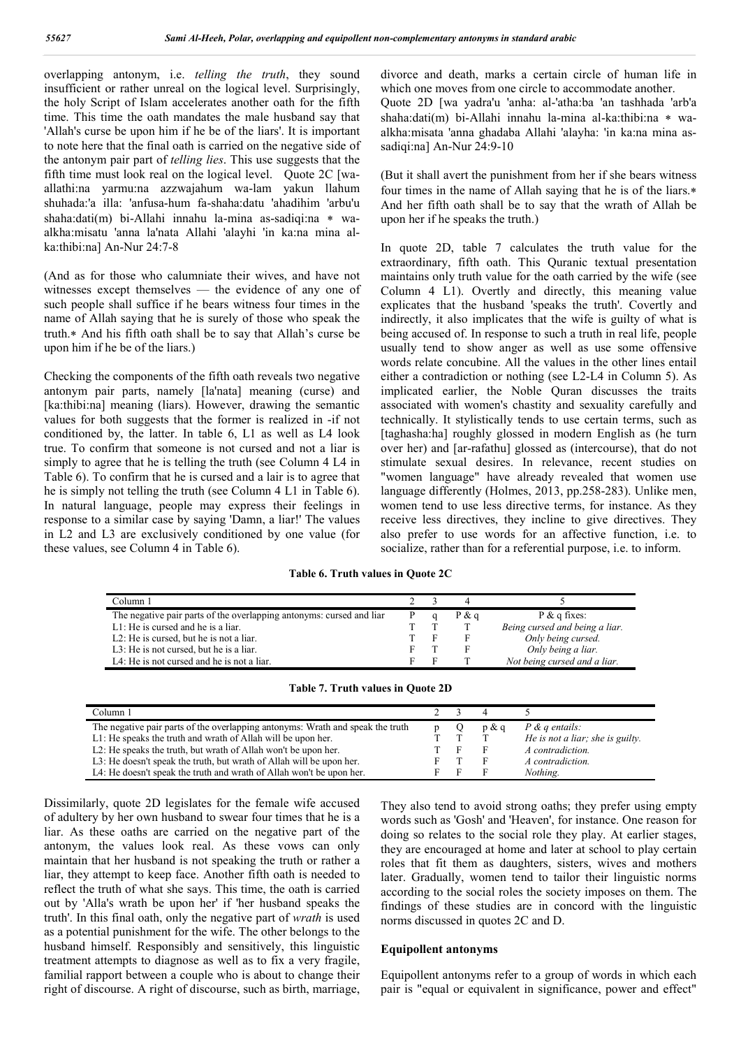overlapping antonym, i.e. *telling the truth*, they sound insufficient or rather unreal on the logical level. Surprisingly, the holy Script of Islam accelerates another oath for the fifth time. This time the oath mandates the male husband say that 'Allah's curse be upon him if he be of the liars'. It is important to note here that the final oath is carried on the negative side of the antonym pair part of *telling lies*. This use suggests that the fifth time must look real on the logical level. Quote 2C [wa-allathi:na yarmu:na azzwajahum wa-lam yakun llahum shuhada:'a illa: 'anfusa-hum fa-shaha:datu 'ahadihim 'arbu'u shaha:dati(m) bi-Allahi innahu la-mina as-sadiqi:na * wa-alkha:misatu 'anna la'nata Allahi 'alayhi 'in ka:na mina al-ka:thibi:na] An-Nur 24:7-8

(And as for those who calumniate their wives, and have not witnesses except themselves — the evidence of any one of such people shall suffice if he bears witness four times in the name of Allah saying that he is surely of those who speak the truth.* And his fifth oath shall be to say that Allah's curse be upon him if he be of the liars.)

Checking the components of the fifth oath reveals two negative antonym pair parts, namely [la'nata] meaning (curse) and [ka:thibi:na] meaning (liars). However, drawing the semantic values for both suggests that the former is realized in -if not conditioned by, the latter. In table 6, L1 as well as L4 look true. To confirm that someone is not cursed and not a liar is simply to agree that he is telling the truth (see Column 4 L4 in Table 6). To confirm that he is cursed and a lair is to agree that he is simply not telling the truth (see Column 4 L1 in Table 6). In natural language, people may express their feelings in response to a similar case by saying 'Damn, a liar!' The values in L2 and L3 are exclusively conditioned by one value (for these values, see Column 4 in Table 6).

**Table 6. Truth values in Quote 2C**

| Column 1 | 2 | 3 | 4 | 5 |
|---|---|---|---|---|
| The negative pair parts of the overlapping antonyms: cursed and liar | P | q | P & q | P & q fixes: |
| L1: He is cursed and he is a liar. | T | T | T | *Being cursed and being a liar.* |
| L2: He is cursed, but he is not a liar. | T | F | F | *Only being cursed.* |
| L3: He is not cursed, but he is a liar. | F | T | F | *Only being a liar.* |
| L4: He is not cursed and he is not a liar. | F | F | T | *Not being cursed and a liar.* |

**Table 7. Truth values in Quote 2D**

| Column 1 | 2 | 3 | 4 | 5 |
|---|---|---|---|---|
| The negative pair parts of the overlapping antonyms: Wrath and speak the truth | p | Q | p & q | *P & q entails:* |
| L1: He speaks the truth and wrath of Allah will be upon her. | T | T | T | *He is not a liar; she is guilty.* |
| L2: He speaks the truth, but wrath of Allah won't be upon her. | T | F | F | *A contradiction.* |
| L3: He doesn't speak the truth, but wrath of Allah will be upon her. | F | T | F | *A contradiction.* |
| L4: He doesn't speak the truth and wrath of Allah won't be upon her. | F | F | F | *Nothing.* |

Dissimilarly, quote 2D legislates for the female wife accused of adultery by her own husband to swear four times that he is a liar. As these oaths are carried on the negative part of the antonym, the values look real. As these vows can only maintain that her husband is not speaking the truth or rather a liar, they attempt to keep face. Another fifth oath is needed to reflect the truth of what she says. This time, the oath is carried out by 'Alla's wrath be upon her' if 'her husband speaks the truth'. In this final oath, only the negative part of *wrath* is used as a potential punishment for the wife. The other belongs to the husband himself. Responsibly and sensitively, this linguistic treatment attempts to diagnose as well as to fix a very fragile, familial rapport between a couple who is about to change their right of discourse. A right of discourse, such as birth, marriage, divorce and death, marks a certain circle of human life in which one moves from one circle to accommodate another.

Quote 2D [wa yadra'u 'anha: al-'atha:ba 'an tashhada 'arb'a shaha:dati(m) bi-Allahi innahu la-mina al-ka:thibi:na * wa-alkha:misata 'anna ghadaba Allahi 'alayha: 'in ka:na mina as-sadiqi:na] An-Nur 24:9-10

(But it shall avert the punishment from her if she bears witness four times in the name of Allah saying that he is of the liars.* And her fifth oath shall be to say that the wrath of Allah be upon her if he speaks the truth.)

In quote 2D, table 7 calculates the truth value for the extraordinary, fifth oath. This Quranic textual presentation maintains only truth value for the oath carried by the wife (see Column 4 L1). Overtly and directly, this meaning value explicates that the husband 'speaks the truth'. Covertly and indirectly, it also implicates that the wife is guilty of what is being accused of. In response to such a truth in real life, people usually tend to show anger as well as use some offensive words relate concubine. All the values in the other lines entail either a contradiction or nothing (see L2-L4 in Column 5). As implicated earlier, the Noble Quran discusses the traits associated with women's chastity and sexuality carefully and technically. It stylistically tends to use certain terms, such as [taghasha:ha] roughly glossed in modern English as (he turn over her) and [ar-rafathu] glossed as (intercourse), that do not stimulate sexual desires. In relevance, recent studies on "women language" have already revealed that women use language differently (Holmes, 2013, pp.258-283). Unlike men, women tend to use less directive terms, for instance. As they receive less directives, they incline to give directives. They also prefer to use words for an affective function, i.e. to socialize, rather than for a referential purpose, i.e. to inform. They also tend to avoid strong oaths; they prefer using empty words such as 'Gosh' and 'Heaven', for instance. One reason for doing so relates to the social role they play. At earlier stages, they are encouraged at home and later at school to play certain roles that fit them as daughters, sisters, wives and mothers later. Gradually, women tend to tailor their linguistic norms according to the social roles the society imposes on them. The findings of these studies are in concord with the linguistic norms discussed in quotes 2C and D.

## Equipollent antonyms

Equipollent antonyms refer to a group of words in which each pair is "equal or equivalent in significance, power and effect"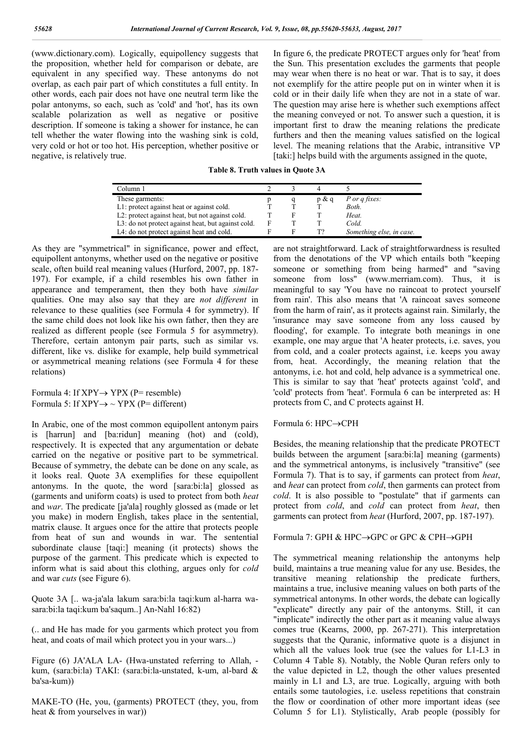(www.dictionary.com). Logically, equipollency suggests that the proposition, whether held for comparison or debate, are equivalent in any specified way. These antonyms do not overlap, as each pair part of which constitutes a full entity. In other words, each pair does not have one neutral term like the polar antonyms, so each, such as 'cold' and 'hot', has its own scalable polarization as well as negative or positive description. If someone is taking a shower for instance, he can tell whether the water flowing into the washing sink is cold, very cold or hot or too hot. His perception, whether positive or negative, is relatively true.

As they are "symmetrical" in significance, power and effect, equipollent antonyms, whether used on the negative or positive scale, often build real meaning values (Hurford, 2007, pp. 187-197). For example, if a child resembles his own father in appearance and temperament, then they both have *similar* qualities. One may also say that they are *not different* in relevance to these qualities (see Formula 4 for symmetry). If the same child does not look like his own father, then they are realized as different people (see Formula 5 for asymmetry). Therefore, certain antonym pair parts, such as similar vs. different, like vs. dislike for example, help build symmetrical or asymmetrical meaning relations (see Formula 4 for these relations)

Formula 4: If XPY→ YPX (P= resemble)
Formula 5: If XPY→ ~ YPX (P= different)

In Arabic, one of the most common equipollent antonym pairs is [harrun] and [ba:ridun] meaning (hot) and (cold), respectively. It is expected that any argumentation or debate carried on the negative or positive part to be symmetrical. Because of symmetry, the debate can be done on any scale, as it looks real. Quote 3A exemplifies for these equipollent antonyms. In the quote, the word [sara:bi:la] glossed as (garments and uniform coats) is used to protect from both *heat* and *war*. The predicate [ja'ala] roughly glossed as (made or let you make) in modern English, takes place in the sentential, matrix clause. It argues once for the attire that protects people from heat of sun and wounds in war. The sentential subordinate clause [taqi:] meaning (it protects) shows the purpose of the garment. This predicate which is expected to inform what is said about this clothing, argues only for *cold* and war *cuts* (see Figure 6).

Quote 3A [.. wa-ja'ala lakum sara:bi:la taqi:kum al-harra wa-sara:bi:la taqi:kum ba'saqum..] An-Nahl 16:82)

(.. and He has made for you garments which protect you from heat, and coats of mail which protect you in your wars...)

Figure (6) JA'ALA LA- (Hwa-unstated referring to Allah, -kum, (sara:bi:la) TAKI: (sara:bi:la-unstated, k-um, al-bard & ba'sa-kum))

MAKE-TO (He, you, (garments) PROTECT (they, you, from heat & from yourselves in war))

In figure 6, the predicate PROTECT argues only for 'heat' from the Sun. This presentation excludes the garments that people may wear when there is no heat or war. That is to say, it does not exemplify for the attire people put on in winter when it is cold or in their daily life when they are not in a state of war. The question may arise here is whether such exemptions affect the meaning conveyed or not. To answer such a question, it is important first to draw the meaning relations the predicate furthers and then the meaning values satisfied on the logical level. The meaning relations that the Arabic, intransitive VP [taki:] helps build with the arguments assigned in the quote,

**Table 8. Truth values in Quote 3A**

| Column 1 | 2 | 3 | 4 | 5 |
|---|---|---|---|---|
| These garments: | p | q | p & q | *P or q fixes:* |
| L1: protect against heat or against cold. | T | T | T | *Both.* |
| L2: protect against heat, but not against cold. | T | F | T | *Heat.* |
| L3: do not protect against heat, but against cold. | F | T | T | *Cold.* |
| L4: do not protect against heat and cold. | F | F | T? | *Something else, in case.* |

are not straightforward. Lack of straightforwardness is resulted from the denotations of the VP which entails both "keeping someone or something from being harmed" and "saving someone from loss" (www.merriam.com). Thus, it is meaningful to say 'You have no raincoat to protect yourself from rain'. This also means that 'A raincoat saves someone from the harm of rain', as it protects against rain. Similarly, the 'insurance may save someone from any loss caused by flooding', for example. To integrate both meanings in one example, one may argue that 'A heater protects, i.e. saves, you from cold, and a coaler protects against, i.e. keeps you away from, heat. Accordingly, the meaning relation that the antonyms, i.e. hot and cold, help advance is a symmetrical one. This is similar to say that 'heat' protects against 'cold', and 'cold' protects from 'heat'. Formula 6 can be interpreted as: H protects from C, and C protects against H.

Formula 6: HPC→CPH

Besides, the meaning relationship that the predicate PROTECT builds between the argument [sara:bi:la] meaning (garments) and the symmetrical antonyms, is inclusively "transitive" (see Formula 7). That is to say, if garments can protect from *heat*, and *heat* can protect from *cold*, then garments can protect from *cold*. It is also possible to "postulate" that if garments can protect from *cold*, and *cold* can protect from *heat*, then garments can protect from *heat* (Hurford, 2007, pp. 187-197).

Formula 7: GPH & HPC→GPC or GPC & CPH→GPH

The symmetrical meaning relationship the antonyms help build, maintains a true meaning value for any use. Besides, the transitive meaning relationship the predicate furthers, maintains a true, inclusive meaning values on both parts of the symmetrical antonyms. In other words, the debate can logically "explicate" directly any pair of the antonyms. Still, it can "implicate" indirectly the other part as it meaning value always comes true (Kearns, 2000, pp. 267-271). This interpretation suggests that the Quranic, informative quote is a disjunct in which all the values look true (see the values for L1-L3 in Column 4 Table 8). Notably, the Noble Quran refers only to the value depicted in L2, though the other values presented mainly in L1 and L3, are true. Logically, arguing with both entails some tautologies, i.e. useless repetitions that constrain the flow or coordination of other more important ideas (see Column 5 for L1). Stylistically, Arab people (possibly for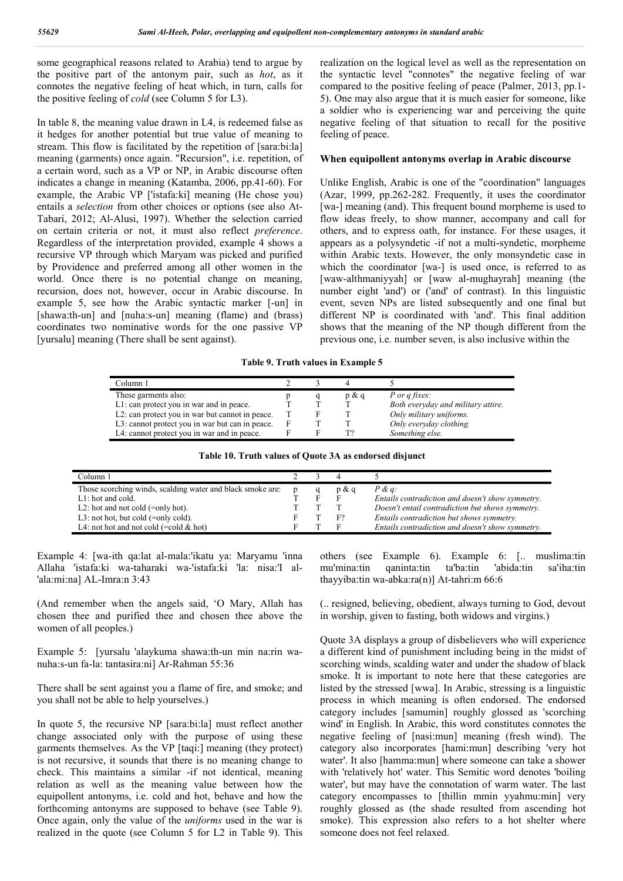some geographical reasons related to Arabia) tend to argue by the positive part of the antonym pair, such as *hot*, as it connotes the negative feeling of heat which, in turn, calls for the positive feeling of *cold* (see Column 5 for L3).

In table 8, the meaning value drawn in L4, is redeemed false as it hedges for another potential but true value of meaning to stream. This flow is facilitated by the repetition of [sara:bi:la] meaning (garments) once again. "Recursion", i.e. repetition, of a certain word, such as a VP or NP, in Arabic discourse often indicates a change in meaning (Katamba, 2006, pp.41-60). For example, the Arabic VP ['istafa:ki] meaning (He chose you) entails a *selection* from other choices or options (see also At-Tabari, 2012; Al-Alusi, 1997). Whether the selection carried on certain criteria or not, it must also reflect *preference*. Regardless of the interpretation provided, example 4 shows a recursive VP through which Maryam was picked and purified by Providence and preferred among all other women in the world. Once there is no potential change on meaning, recursion, does not, however, occur in Arabic discourse. In example 5, see how the Arabic syntactic marker [-un] in [shawa:th-un] and [nuha:s-un] meaning (flame) and (brass) coordinates two nominative words for the one passive VP [yursalu] meaning (There shall be sent against).

Example 4: [wa-ith qa:lat al-mala:'ikatu ya: Maryamu 'inna Allaha 'istafa:ki wa-taharaki wa-'istafa:ki 'la: nisa:'I al-'ala:mi:na] AL-Imra:n 3:43

(And remember when the angels said, 'O Mary, Allah has chosen thee and purified thee and chosen thee above the women of all peoples.)

Example 5: [yursalu 'alaykuma shawa:th-un min na:rin wa-nuha:s-un fa-la: tantasira:ni] Ar-Rahman 55:36

There shall be sent against you a flame of fire, and smoke; and you shall not be able to help yourselves.)

In quote 5, the recursive NP [sara:bi:la] must reflect another change associated only with the purpose of using these garments themselves. As the VP [taqi:] meaning (they protect) is not recursive, it sounds that there is no meaning change to check. This maintains a similar -if not identical, meaning relation as well as the meaning value between how the equipollent antonyms, i.e. cold and hot, behave and how the forthcoming antonyms are supposed to behave (see Table 9). Once again, only the value of the *uniforms* used in the war is realized in the quote (see Column 5 for L2 in Table 9). This realization on the logical level as well as the representation on the syntactic level "connotes" the negative feeling of war compared to the positive feeling of peace (Palmer, 2013, pp.1-5). One may also argue that it is much easier for someone, like a soldier who is experiencing war and perceiving the quite negative feeling of that situation to recall for the positive feeling of peace.

### When equipollent antonyms overlap in Arabic discourse

Unlike English, Arabic is one of the "coordination" languages (Azar, 1999, pp.262-282. Frequently, it uses the coordinator [wa-] meaning (and). This frequent bound morpheme is used to flow ideas freely, to show manner, accompany and call for others, and to express oath, for instance. For these usages, it appears as a polysyndetic -if not a multi-syndetic, morpheme within Arabic texts. However, the only monsyndetic case in which the coordinator [wa-] is used once, is referred to as [waw-althmaniyyah] or [waw al-mughayrah] meaning (the number eight 'and') or ('and' of contrast). In this linguistic event, seven NPs are listed subsequently and one final but different NP is coordinated with 'and'. This final addition shows that the meaning of the NP though different from the previous one, i.e. number seven, is also inclusive within the others (see Example 6). Example 6: [.. muslima:tin mu'mina:tin qaninta:tin ta'ba:tin 'abida:tin sa'iha:tin thayyiba:tin wa-abka:ra(n)] At-tahri:m 66:6

(.. resigned, believing, obedient, always turning to God, devout in worship, given to fasting, both widows and virgins.)

**Table 9. Truth values in Example 5**

| Column 1 | 2 | 3 | 4 | 5 |
|---|---|---|---|---|
| These garments also: | p | q | p & q | *P or q fixes:* |
| L1: can protect you in war and in peace. | T | T | T | *Both everyday and military attire.* |
| L2: can protect you in war but cannot in peace. | T | F | T | *Only military uniforms.* |
| L3: cannot protect you in war but can in peace. | F | T | T | *Only everyday clothing.* |
| L4: cannot protect you in war and in peace. | F | F | T? | *Something else.* |

**Table 10. Truth values of Quote 3A as endorsed disjunct**

| Column 1 | 2 | 3 | 4 | 5 |
|---|---|---|---|---|
| Those scorching winds, scalding water and black smoke are: | p | q | p & q | *P & q:* |
| L1: hot and cold. | T | F | F | *Entails contradiction and doesn't show symmetry.* |
| L2: hot and not cold (=only hot). | T | T | T | *Doesn't entail contradiction but shows symmetry.* |
| L3: not hot, but cold (=only cold). | F | T | F? | *Entails contradiction but shows symmetry.* |
| L4: not hot and not cold (=cold & hot) | F | T | F | *Entails contradiction and doesn't show symmetry.* |

Quote 3A displays a group of disbelievers who will experience a different kind of punishment including being in the midst of scorching winds, scalding water and under the shadow of black smoke. It is important to note here that these categories are listed by the stressed [wwa]. In Arabic, stressing is a linguistic process in which meaning is often endorsed. The endorsed category includes [samumin] roughly glossed as 'scorching wind' in English. In Arabic, this word constitutes connotes the negative feeling of [nasi:mun] meaning (fresh wind). The category also incorporates [hami:mun] describing 'very hot water'. It also [hamma:mun] where someone can take a shower with 'relatively hot' water. This Semitic word denotes 'boiling water', but may have the connotation of warm water. The last category encompasses to [thillin mmin yyahmu:min] very roughly glossed as (the shade resulted from ascending hot smoke). This expression also refers to a hot shelter where someone does not feel relaxed.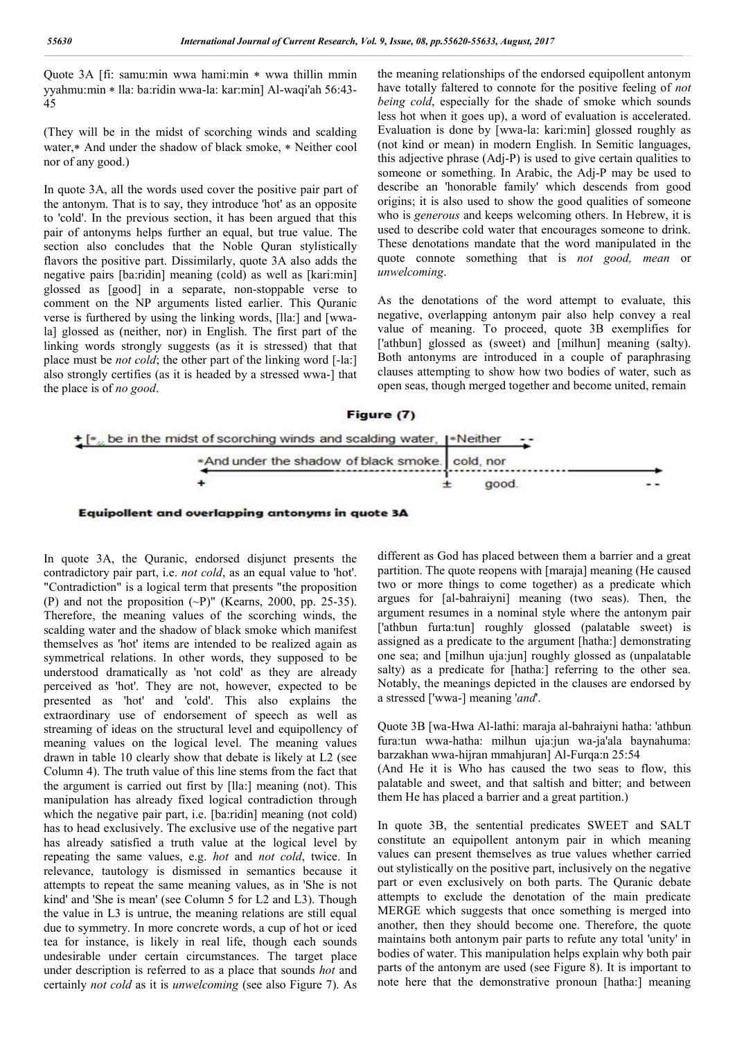Quote 3A [fi: samu:min wwa hami:min * wwa thillin mmin yyahmu:min * lla: ba:ridin wwa-la: kar:min] Al-waqi'ah 56:43-45

(They will be in the midst of scorching winds and scalding water,* And under the shadow of black smoke, * Neither cool nor of any good.)

In quote 3A, all the words used cover the positive pair part of the antonym. That is to say, they introduce 'hot' as an opposite to 'cold'. In the previous section, it has been argued that this pair of antonyms helps further an equal, but true value. The section also concludes that the Noble Quran stylistically flavors the positive part. Dissimilarly, quote 3A also adds the negative pairs [ba:ridin] meaning (cold) as well as [kari:min] glossed as [good] in a separate, non-stoppable verse to comment on the NP arguments listed earlier. This Quranic verse is furthered by using the linking words, [lla:] and [wwa-la] glossed as (neither, nor) in English. The first part of the linking words strongly suggests (as it is stressed) that that place must be *not cold*; the other part of the linking word [-la:] also strongly certifies (as it is headed by a stressed wwa-] that the place is of *no good*.

the meaning relationships of the endorsed equipollent antonym have totally faltered to connote for the positive feeling of *not being cold*, especially for the shade of smoke which sounds less hot when it goes up), a word of evaluation is accelerated. Evaluation is done by [wwa-la: kari:min] glossed roughly as (not kind or mean) in modern English. In Semitic languages, this adjective phrase (Adj-P) is used to give certain qualities to someone or something. In Arabic, the Adj-P may be used to describe an 'honorable family' which descends from good origins; it is also used to show the good qualities of someone who is *generous* and keeps welcoming others. In Hebrew, it is used to describe cold water that encourages someone to drink. These denotations mandate that the word manipulated in the quote connote something that is *not good, mean* or *unwelcoming*.

As the denotations of the word attempt to evaluate, this negative, overlapping antonym pair also help convey a real value of meaning. To proceed, quote 3B exemplifies for ['athbun] glossed as (sweet) and [milhun] meaning (salty). Both antonyms are introduced in a couple of paraphrasing clauses attempting to show how two bodies of water, such as open seas, though merged together and become united, remain

**Figure (7)**

+ [*... be in the midst of scorching winds and scalding water, | *Neither --
*And under the shadow of black smoke. | cold, nor
+ ± good. --

**Equipollent and overlapping antonyms in quote 3A**

In quote 3A, the Quranic, endorsed disjunct presents the contradictory pair part, i.e. *not cold*, as an equal value to 'hot'. "Contradiction" is a logical term that presents "the proposition (P) and not the proposition (~P)" (Kearns, 2000, pp. 25-35). Therefore, the meaning values of the scorching winds, the scalding water and the shadow of black smoke which manifest themselves as 'hot' items are intended to be realized again as symmetrical relations. In other words, they supposed to be understood dramatically as 'not cold' as they are already perceived as 'hot'. They are not, however, expected to be presented as 'hot' and 'cold'. This also explains the extraordinary use of endorsement of speech as well as streaming of ideas on the structural level and equipollency of meaning values on the logical level. The meaning values drawn in table 10 clearly show that debate is likely at L2 (see Column 4). The truth value of this line stems from the fact that the argument is carried out first by [lla:] meaning (not). This manipulation has already fixed logical contradiction through which the negative pair part, i.e. [ba:ridin] meaning (not cold) has to head exclusively. The exclusive use of the negative part has already satisfied a truth value at the logical level by repeating the same values, e.g. *hot* and *not cold*, twice. In relevance, tautology is dismissed in semantics because it attempts to repeat the same meaning values, as in 'She is not kind' and 'She is mean' (see Column 5 for L2 and L3). Though the value in L3 is untrue, the meaning relations are still equal due to symmetry. In more concrete words, a cup of hot or iced tea for instance, is likely in real life, though each sounds undesirable under certain circumstances. The target place under description is referred to as a place that sounds *hot* and certainly *not cold* as it is *unwelcoming* (see also Figure 7). As

different as God has placed between them a barrier and a great partition. The quote reopens with [maraja] meaning (He caused two or more things to come together) as a predicate which argues for [al-bahraiyni] meaning (two seas). Then, the argument resumes in a nominal style where the antonym pair ['athbun furta:tun] roughly glossed (palatable sweet) is assigned as a predicate to the argument [hatha:] demonstrating one sea; and [milhun uja:jun] roughly glossed as (unpalatable salty) as a predicate for [hatha:] referring to the other sea. Notably, the meanings depicted in the clauses are endorsed by a stressed ['wwa-] meaning '*and*'.

Quote 3B [wa-Hwa Al-lathi: maraja al-bahraiyni hatha: 'athbun fura:tun wwa-hatha: milhun uja:jun wa-ja'ala baynahuma: barzakhan wwa-hijran mmahjuran] Al-Furqa:n 25:54
(And He it is Who has caused the two seas to flow, this palatable and sweet, and that saltish and bitter; and between them He has placed a barrier and a great partition.)

In quote 3B, the sentential predicates SWEET and SALT constitute an equipollent antonym pair in which meaning values can present themselves as true values whether carried out stylistically on the positive part, inclusively on the negative part or even exclusively on both parts. The Quranic debate attempts to exclude the denotation of the main predicate MERGE which suggests that once something is merged into another, then they should become one. Therefore, the quote maintains both antonym pair parts to refute any total 'unity' in bodies of water. This manipulation helps explain why both pair parts of the antonym are used (see Figure 8). It is important to note here that the demonstrative pronoun [hatha:] meaning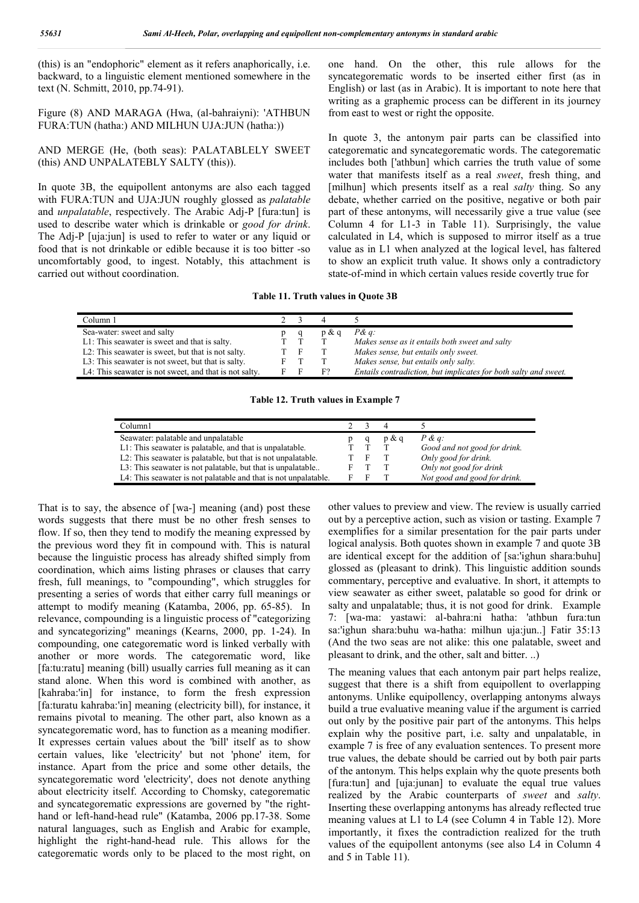(this) is an "endophoric" element as it refers anaphorically, i.e. backward, to a linguistic element mentioned somewhere in the text (N. Schmitt, 2010, pp.74-91).

Figure (8) AND MARAGA (Hwa, (al-bahraiyni): 'ATHBUN FURA:TUN (hatha:) AND MILHUN UJA:JUN (hatha:))

AND MERGE (He, (both seas): PALATABLELY SWEET (this) AND UNPALATEBLY SALTY (this)).

In quote 3B, the equipollent antonyms are also each tagged with FURA:TUN and UJA:JUN roughly glossed as *palatable* and *unpalatable*, respectively. The Arabic Adj-P [fura:tun] is used to describe water which is drinkable or *good for drink*. The Adj-P [uja:jun] is used to refer to water or any liquid or food that is not drinkable or edible because it is too bitter -so uncomfortably good, to ingest. Notably, this attachment is carried out without coordination.

That is to say, the absence of [wa-] meaning (and) post these words suggests that there must be no other fresh senses to flow. If so, then they tend to modify the meaning expressed by the previous word they fit in compound with. This is natural because the linguistic process has already shifted simply from coordination, which aims listing phrases or clauses that carry fresh, full meanings, to "compounding", which struggles for presenting a series of words that either carry full meanings or attempt to modify meaning (Katamba, 2006, pp. 65-85). In relevance, compounding is a linguistic process of "categorizing and syncategorizing" meanings (Kearns, 2000, pp. 1-24). In compounding, one categorematic word is linked verbally with another or more words. The categorematic word, like [fa:tu:ratu] meaning (bill) usually carries full meaning as it can stand alone. When this word is combined with another, as [kahraba:'in] for instance, to form the fresh expression [fa:turatu kahraba:'in] meaning (electricity bill), for instance, it remains pivotal to meaning. The other part, also known as a syncategorematic word, has to function as a meaning modifier. It expresses certain values about the 'bill' itself as to show certain values, like 'electricity' but not 'phone' item, for instance. Apart from the price and some other details, the syncategorematic word 'electricity', does not denote anything about electricity itself. According to Chomsky, categorematic and syncategorematic expressions are governed by "the right-hand or left-hand-head rule" (Katamba, 2006 pp.17-38. Some natural languages, such as English and Arabic for example, highlight the right-hand-head rule. This allows for the categorematic words only to be placed to the most right, on one hand. On the other, this rule allows for the syncategorematic words to be inserted either first (as in English) or last (as in Arabic). It is important to note here that writing as a graphemic process can be different in its journey from east to west or right the opposite.

In quote 3, the antonym pair parts can be classified into categorematic and syncategorematic words. The categorematic includes both ['athbun] which carries the truth value of some water that manifests itself as a real *sweet*, fresh thing, and [milhun] which presents itself as a real *salty* thing. So any debate, whether carried on the positive, negative or both pair part of these antonyms, will necessarily give a true value (see Column 4 for L1-3 in Table 11). Surprisingly, the value calculated in L4, which is supposed to mirror itself as a true value as in L1 when analyzed at the logical level, has faltered to show an explicit truth value. It shows only a contradictory state-of-mind in which certain values reside covertly true for other values to preview and view. The review is usually carried out by a perceptive action, such as vision or tasting. Example 7 exemplifies for a similar presentation for the pair parts under logical analysis. Both quotes shown in example 7 and quote 3B are identical except for the addition of [sa:'ighun shara:buhu] glossed as (pleasant to drink). This linguistic addition sounds commentary, perceptive and evaluative. In short, it attempts to view seawater as either sweet, palatable so good for drink or salty and unpalatable; thus, it is not good for drink. Example 7: [wa-ma: yastawi: al-bahra:ni hatha: 'athbun fura:tun sa:'ighun shara:buhu wa-hatha: milhun uja:jun..] Fatir 35:13 (And the two seas are not alike: this one palatable, sweet and pleasant to drink, and the other, salt and bitter. ..)

**Table 11. Truth values in Quote 3B**

| Column 1 | 2 | 3 | 4 | 5 |
|---|---|---|---|---|
| Sea-water: sweet and salty | p | q | p & q | *P& q:* |
| L1: This seawater is sweet and that is salty. | T | T | T | *Makes sense as it entails both sweet and salty* |
| L2: This seawater is sweet, but that is not salty. | T | F | T | *Makes sense, but entails only sweet.* |
| L3: This seawater is not sweet, but that is salty. | F | T | T | *Makes sense, but entails only salty.* |
| L4: This seawater is not sweet, and that is not salty. | F | F | F? | *Entails contradiction, but implicates for both salty and sweet.* |

**Table 12. Truth values in Example 7**

| Column1 | 2 | 3 | 4 | 5 |
|---|---|---|---|---|
| Seawater: palatable and unpalatable | p | q | p & q | *P & q:* |
| L1: This seawater is palatable, and that is unpalatable. | T | T | T | *Good and not good for drink.* |
| L2: This seawater is palatable, but that is not unpalatable. | T | F | T | *Only good for drink.* |
| L3: This seawater is not palatable, but that is unpalatable.. | F | T | T | *Only not good for drink* |
| L4: This seawater is not palatable and that is not unpalatable. | F | F | T | *Not good and good for drink.* |

The meaning values that each antonym pair part helps realize, suggest that there is a shift from equipollent to overlapping antonyms. Unlike equipollency, overlapping antonyms always build a true evaluative meaning value if the argument is carried out only by the positive pair part of the antonyms. This helps explain why the positive part, i.e. salty and unpalatable, in example 7 is free of any evaluation sentences. To present more true values, the debate should be carried out by both pair parts of the antonym. This helps explain why the quote presents both [fura:tun] and [uja:junan] to evaluate the equal true values realized by the Arabic counterparts of *sweet* and *salty*. Inserting these overlapping antonyms has already reflected true meaning values at L1 to L4 (see Column 4 in Table 12). More importantly, it fixes the contradiction realized for the truth values of the equipollent antonyms (see also L4 in Column 4 and 5 in Table 11).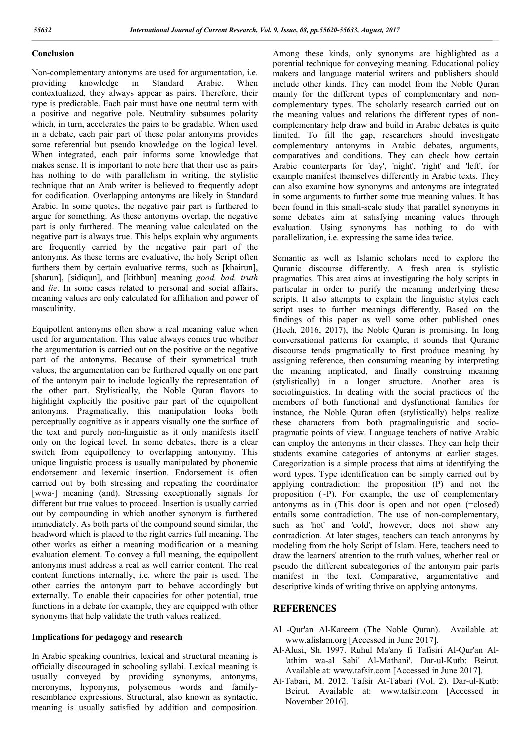## Conclusion

Non-complementary antonyms are used for argumentation, i.e. providing knowledge in Standard Arabic. When contextualized, they always appear as pairs. Therefore, their type is predictable. Each pair must have one neutral term with a positive and negative pole. Neutrality subsumes polarity which, in turn, accelerates the pairs to be gradable. When used in a debate, each pair part of these polar antonyms provides some referential but pseudo knowledge on the logical level. When integrated, each pair informs some knowledge that makes sense. It is important to note here that their use as pairs has nothing to do with parallelism in writing, the stylistic technique that an Arab writer is believed to frequently adopt for codification. Overlapping antonyms are likely in Standard Arabic. In some quotes, the negative pair part is furthered to argue for something. As these antonyms overlap, the negative part is only furthered. The meaning value calculated on the negative part is always true. This helps explain why arguments are frequently carried by the negative pair part of the antonyms. As these terms are evaluative, the holy Script often furthers them by certain evaluative terms, such as [khairun], [sharun], [sidiqun], and [kithbun] meaning *good, bad, truth* and *lie*. In some cases related to personal and social affairs, meaning values are only calculated for affiliation and power of masculinity.

Equipollent antonyms often show a real meaning value when used for argumentation. This value always comes true whether the argumentation is carried out on the positive or the negative part of the antonyms. Because of their symmetrical truth values, the argumentation can be furthered equally on one part of the antonym pair to include logically the representation of the other part. Stylistically, the Noble Quran flavors to highlight explicitly the positive pair part of the equipollent antonyms. Pragmatically, this manipulation looks both perceptually cognitive as it appears visually one the surface of the text and purely non-linguistic as it only manifests itself only on the logical level. In some debates, there is a clear switch from equipollency to overlapping antonymy. This unique linguistic process is usually manipulated by phonemic endorsement and lexemic insertion. Endorsement is often carried out by both stressing and repeating the coordinator [wwa-] meaning (and). Stressing exceptionally signals for different but true values to proceed. Insertion is usually carried out by compounding in which another synonym is furthered immediately. As both parts of the compound sound similar, the headword which is placed to the right carries full meaning. The other works as either a meaning modification or a meaning evaluation element. To convey a full meaning, the equipollent antonyms must address a real as well carrier content. The real content functions internally, i.e. where the pair is used. The other carries the antonym part to behave accordingly but externally. To enable their capacities for other potential, true functions in a debate for example, they are equipped with other synonyms that help validate the truth values realized.

### Implications for pedagogy and research

In Arabic speaking countries, lexical and structural meaning is officially discouraged in schooling syllabi. Lexical meaning is usually conveyed by providing synonyms, antonyms, meronyms, hyponyms, polysemous words and family-resemblance expressions. Structural, also known as syntactic, meaning is usually satisfied by addition and composition. Among these kinds, only synonyms are highlighted as a potential technique for conveying meaning. Educational policy makers and language material writers and publishers should include other kinds. They can model from the Noble Quran mainly for the different types of complementary and non-complementary types. The scholarly research carried out on the meaning values and relations the different types of non-complementary help draw and build in Arabic debates is quite limited. To fill the gap, researchers should investigate complementary antonyms in Arabic debates, arguments, comparatives and conditions. They can check how certain Arabic counterparts for 'day', 'night', 'right' and 'left', for example manifest themselves differently in Arabic texts. They can also examine how synonyms and antonyms are integrated in some arguments to further some true meaning values. It has been found in this small-scale study that parallel synonyms in some debates aim at satisfying meaning values through evaluation. Using synonyms has nothing to do with parallelization, i.e. expressing the same idea twice.

Semantic as well as Islamic scholars need to explore the Quranic discourse differently. A fresh area is stylistic pragmatics. This area aims at investigating the holy scripts in particular in order to purify the meaning underlying these scripts. It also attempts to explain the linguistic styles each script uses to further meanings differently. Based on the findings of this paper as well some other published ones (Heeh, 2016, 2017), the Noble Quran is promising. In long conversational patterns for example, it sounds that Quranic discourse tends pragmatically to first produce meaning by assigning reference, then consuming meaning by interpreting the meaning implicated, and finally construing meaning (stylistically) in a longer structure. Another area is sociolinguistics. In dealing with the social practices of the members of both functional and dysfunctional families for instance, the Noble Quran often (stylistically) helps realize these characters from both pragmalinguistic and socio-pragmatic points of view. Language teachers of native Arabic can employ the antonyms in their classes. They can help their students examine categories of antonyms at earlier stages. Categorization is a simple process that aims at identifying the word types. Type identification can be simply carried out by applying contradiction: the proposition (P) and not the proposition (~P). For example, the use of complementary antonyms as in (This door is open and not open (=closed) entails some contradiction. The use of non-complementary, such as 'hot' and 'cold', however, does not show any contradiction. At later stages, teachers can teach antonyms by modeling from the holy Script of Islam. Here, teachers need to draw the learners' attention to the truth values, whether real or pseudo the different subcategories of the antonym pair parts manifest in the text. Comparative, argumentative and descriptive kinds of writing thrive on applying antonyms.

## REFERENCES

Al -Qur'an Al-Kareem (The Noble Quran). Available at: www.alislam.org [Accessed in June 2017].

Al-Alusi, Sh. 1997. Ruhul Ma'any fi Tafisiri Al-Qur'an Al-'athim wa-al Sabi' Al-Mathani'. Dar-ul-Kutb: Beirut. Available at: www.tafsir.com [Accessed in June 2017].

At-Tabari, M. 2012. Tafsir At-Tabari (Vol. 2). Dar-ul-Kutb: Beirut. Available at: www.tafsir.com [Accessed in November 2016].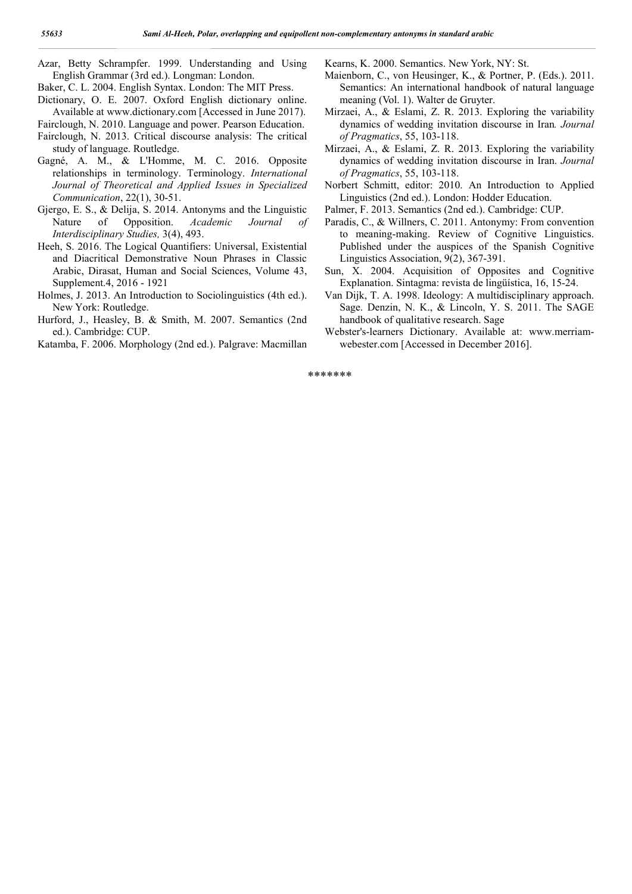Azar, Betty Schrampfer. 1999. Understanding and Using English Grammar (3rd ed.). Longman: London.

Baker, C. L. 2004. English Syntax. London: The MIT Press.

Dictionary, O. E. 2007. Oxford English dictionary online. Available at www.dictionary.com [Accessed in June 2017).

Fairclough, N. 2010. Language and power. Pearson Education.

Fairclough, N. 2013. Critical discourse analysis: The critical study of language. Routledge.

Gagné, A. M., & L'Homme, M. C. 2016. Opposite relationships in terminology. Terminology. *International Journal of Theoretical and Applied Issues in Specialized Communication*, 22(1), 30-51.

Gjergo, E. S., & Delija, S. 2014. Antonyms and the Linguistic Nature of Opposition. *Academic Journal of Interdisciplinary Studies,* 3(4), 493.

Heeh, S. 2016. The Logical Quantifiers: Universal, Existential and Diacritical Demonstrative Noun Phrases in Classic Arabic, Dirasat, Human and Social Sciences, Volume 43, Supplement.4, 2016 - 1921

Holmes, J. 2013. An Introduction to Sociolinguistics (4th ed.). New York: Routledge.

Hurford, J., Heasley, B. & Smith, M. 2007. Semantics (2nd ed.). Cambridge: CUP.

Katamba, F. 2006. Morphology (2nd ed.). Palgrave: Macmillan

Kearns, K. 2000. Semantics. New York, NY: St.

Maienborn, C., von Heusinger, K., & Portner, P. (Eds.). 2011. Semantics: An international handbook of natural language meaning (Vol. 1). Walter de Gruyter.

Mirzaei, A., & Eslami, Z. R. 2013. Exploring the variability dynamics of wedding invitation discourse in Iran*. Journal of Pragmatics*, 55, 103-118.

Mirzaei, A., & Eslami, Z. R. 2013. Exploring the variability dynamics of wedding invitation discourse in Iran. *Journal of Pragmatics*, 55, 103-118.

Norbert Schmitt, editor: 2010. An Introduction to Applied Linguistics (2nd ed.). London: Hodder Education.

Palmer, F. 2013. Semantics (2nd ed.). Cambridge: CUP.

Paradis, C., & Willners, C. 2011. Antonymy: From convention to meaning-making. Review of Cognitive Linguistics. Published under the auspices of the Spanish Cognitive Linguistics Association, 9(2), 367-391.

Sun, X. 2004. Acquisition of Opposites and Cognitive Explanation. Sintagma: revista de lingüística, 16, 15-24.

Van Dijk, T. A. 1998. Ideology: A multidisciplinary approach. Sage. Denzin, N. K., & Lincoln, Y. S. 2011. The SAGE handbook of qualitative research. Sage

Webster's-learners Dictionary. Available at: www.merriam-webester.com [Accessed in December 2016].

\*\*\*\*\*\*\*